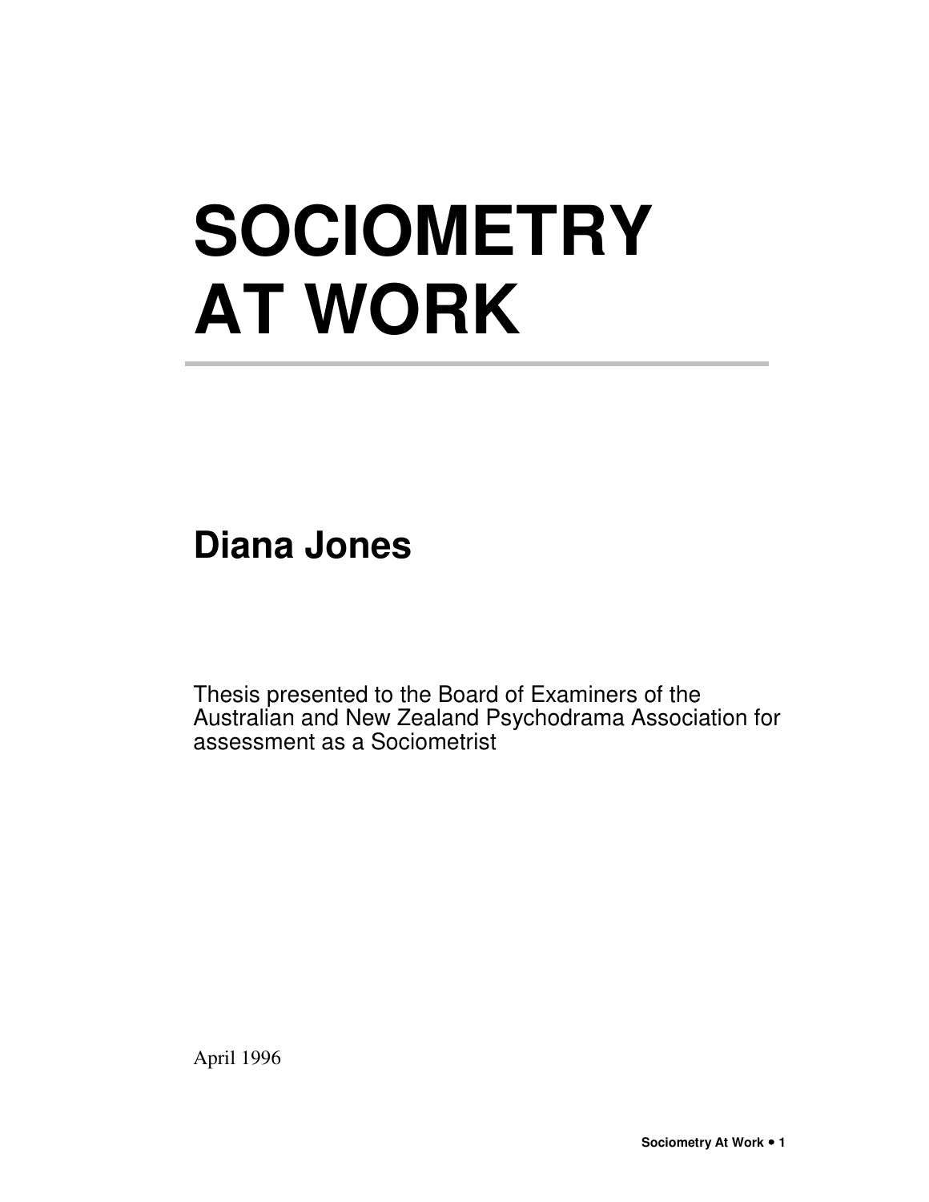# SOCIOMETRY AT WORK

## Diana Jones

Thesis presented to the Board of Examiners of the Australian and New Zealand Psychodrama Association for assessment as a Sociometrist

April 1996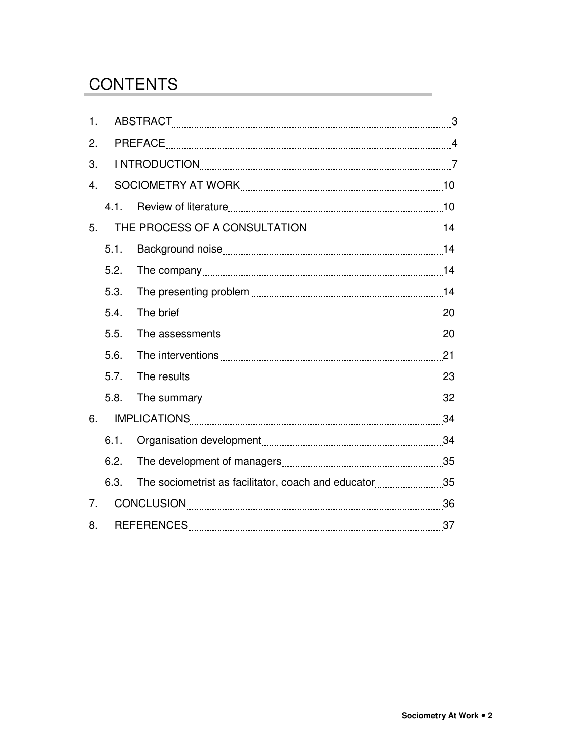# CONTENTS

| | | |
|---|---|---|
| 1. | ABSTRACT | 3 |
| 2. | PREFACE | 4 |
| 3. | I NTRODUCTION | 7 |
| 4. | SOCIOMETRY AT WORK | 10 |
| 4.1. | Review of literature | 10 |
| 5. | THE PROCESS OF A CONSULTATION | 14 |
| 5.1. | Background noise | 14 |
| 5.2. | The company | 14 |
| 5.3. | The presenting problem | 14 |
| 5.4. | The brief | 20 |
| 5.5. | The assessments | 20 |
| 5.6. | The interventions | 21 |
| 5.7. | The results | 23 |
| 5.8. | The summary | 32 |
| 6. | IMPLICATIONS | 34 |
| 6.1. | Organisation development | 34 |
| 6.2. | The development of managers | 35 |
| 6.3. | The sociometrist as facilitator, coach and educator | 35 |
| 7. | CONCLUSION | 36 |
| 8. | REFERENCES | 37 |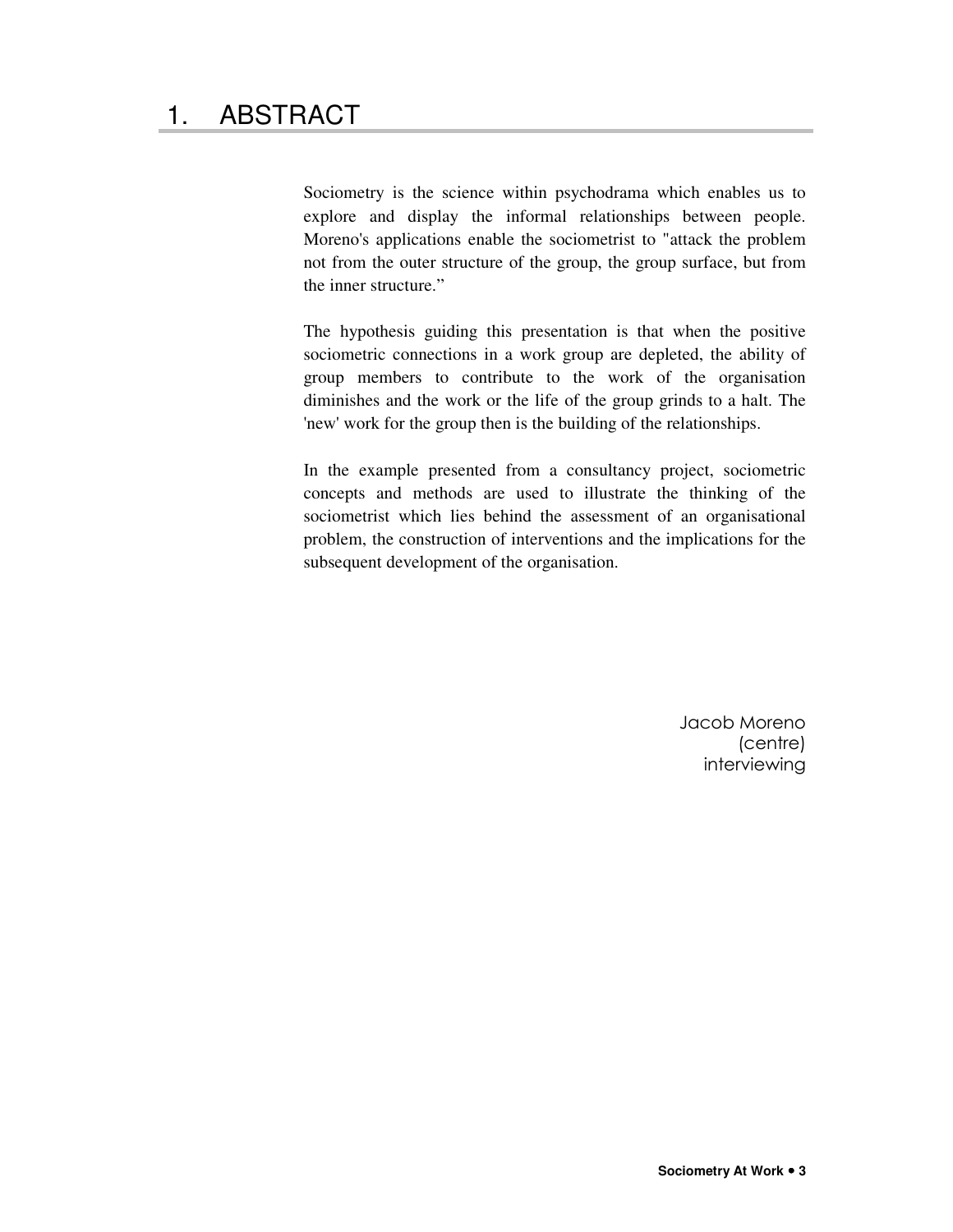# 1. ABSTRACT

Sociometry is the science within psychodrama which enables us to explore and display the informal relationships between people. Moreno's applications enable the sociometrist to "attack the problem not from the outer structure of the group, the group surface, but from the inner structure."

The hypothesis guiding this presentation is that when the positive sociometric connections in a work group are depleted, the ability of group members to contribute to the work of the organisation diminishes and the work or the life of the group grinds to a halt. The 'new' work for the group then is the building of the relationships.

In the example presented from a consultancy project, sociometric concepts and methods are used to illustrate the thinking of the sociometrist which lies behind the assessment of an organisational problem, the construction of interventions and the implications for the subsequent development of the organisation.

Jacob Moreno (centre) interviewing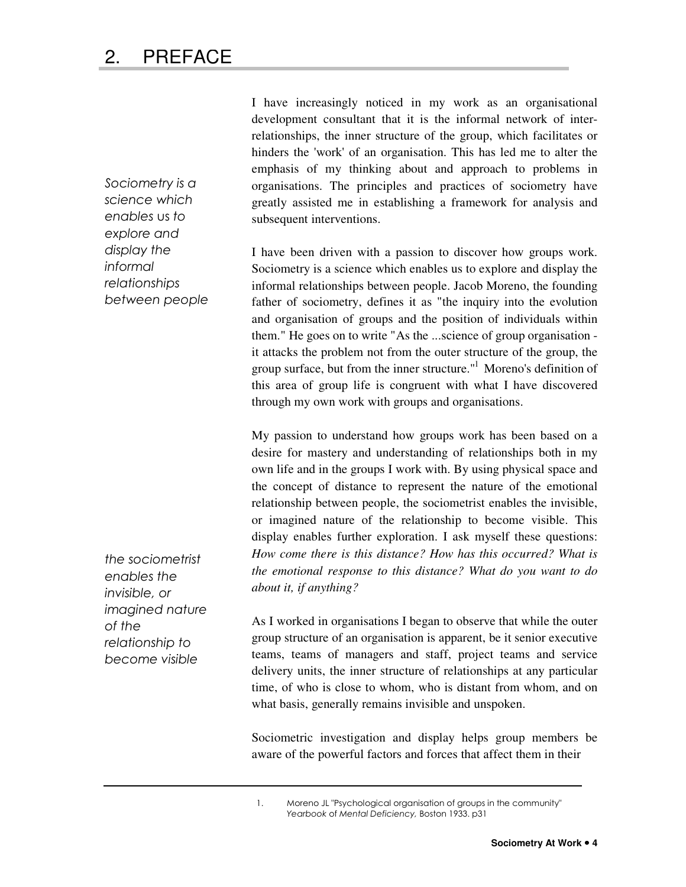## 2. PREFACE

*Sociometry is a science which enables us to explore and display the informal relationships between people*

I have increasingly noticed in my work as an organisational development consultant that it is the informal network of inter-relationships, the inner structure of the group, which facilitates or hinders the 'work' of an organisation. This has led me to alter the emphasis of my thinking about and approach to problems in organisations. The principles and practices of sociometry have greatly assisted me in establishing a framework for analysis and subsequent interventions.

I have been driven with a passion to discover how groups work. Sociometry is a science which enables us to explore and display the informal relationships between people. Jacob Moreno, the founding father of sociometry, defines it as "the inquiry into the evolution and organisation of groups and the position of individuals within them." He goes on to write "As the ...science of group organisation - it attacks the problem not from the outer structure of the group, the group surface, but from the inner structure."[1] Moreno's definition of this area of group life is congruent with what I have discovered through my own work with groups and organisations.

*the sociometrist enables the invisible, or imagined nature of the relationship to become visible*

My passion to understand how groups work has been based on a desire for mastery and understanding of relationships both in my own life and in the groups I work with. By using physical space and the concept of distance to represent the nature of the emotional relationship between people, the sociometrist enables the invisible, or imagined nature of the relationship to become visible. This display enables further exploration. I ask myself these questions: *How come there is this distance? How has this occurred? What is the emotional response to this distance? What do you want to do about it, if anything?*

As I worked in organisations I began to observe that while the outer group structure of an organisation is apparent, be it senior executive teams, teams of managers and staff, project teams and service delivery units, the inner structure of relationships at any particular time, of who is close to whom, who is distant from whom, and on what basis, generally remains invisible and unspoken.

Sociometric investigation and display helps group members be aware of the powerful factors and forces that affect them in their

---

1. Moreno JL "Psychological organisation of groups in the community" *Yearbook* of *Mental Deficiency,* Boston 1933. p31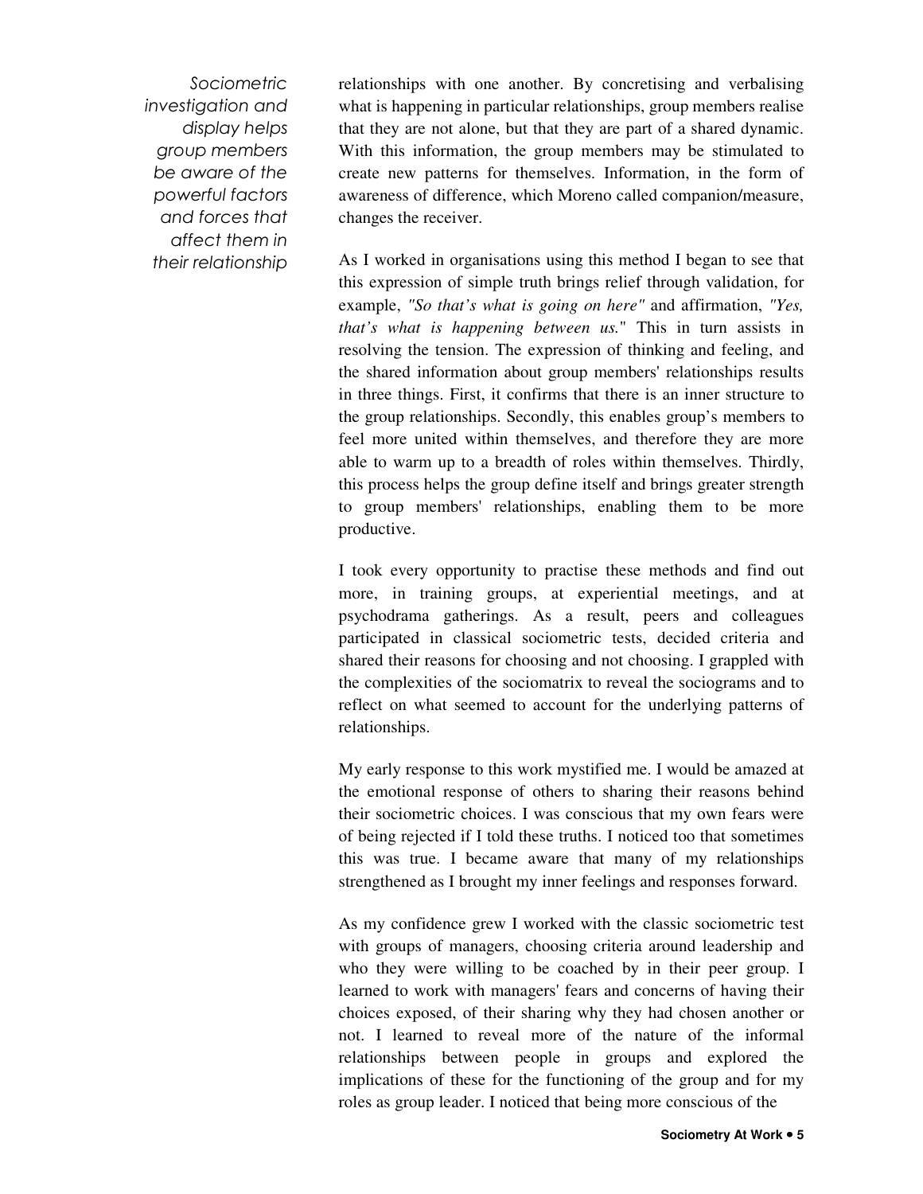*Sociometric investigation and display helps group members be aware of the powerful factors and forces that affect them in their relationship*

relationships with one another. By concretising and verbalising what is happening in particular relationships, group members realise that they are not alone, but that they are part of a shared dynamic. With this information, the group members may be stimulated to create new patterns for themselves. Information, in the form of awareness of difference, which Moreno called companion/measure, changes the receiver.

As I worked in organisations using this method I began to see that this expression of simple truth brings relief through validation, for example, *"So that's what is going on here"* and affirmation, *"Yes, that's what is happening between us."* This in turn assists in resolving the tension. The expression of thinking and feeling, and the shared information about group members' relationships results in three things. First, it confirms that there is an inner structure to the group relationships. Secondly, this enables group's members to feel more united within themselves, and therefore they are more able to warm up to a breadth of roles within themselves. Thirdly, this process helps the group define itself and brings greater strength to group members' relationships, enabling them to be more productive.

I took every opportunity to practise these methods and find out more, in training groups, at experiential meetings, and at psychodrama gatherings. As a result, peers and colleagues participated in classical sociometric tests, decided criteria and shared their reasons for choosing and not choosing. I grappled with the complexities of the sociomatrix to reveal the sociograms and to reflect on what seemed to account for the underlying patterns of relationships.

My early response to this work mystified me. I would be amazed at the emotional response of others to sharing their reasons behind their sociometric choices. I was conscious that my own fears were of being rejected if I told these truths. I noticed too that sometimes this was true. I became aware that many of my relationships strengthened as I brought my inner feelings and responses forward.

As my confidence grew I worked with the classic sociometric test with groups of managers, choosing criteria around leadership and who they were willing to be coached by in their peer group. I learned to work with managers' fears and concerns of having their choices exposed, of their sharing why they had chosen another or not. I learned to reveal more of the nature of the informal relationships between people in groups and explored the implications of these for the functioning of the group and for my roles as group leader. I noticed that being more conscious of the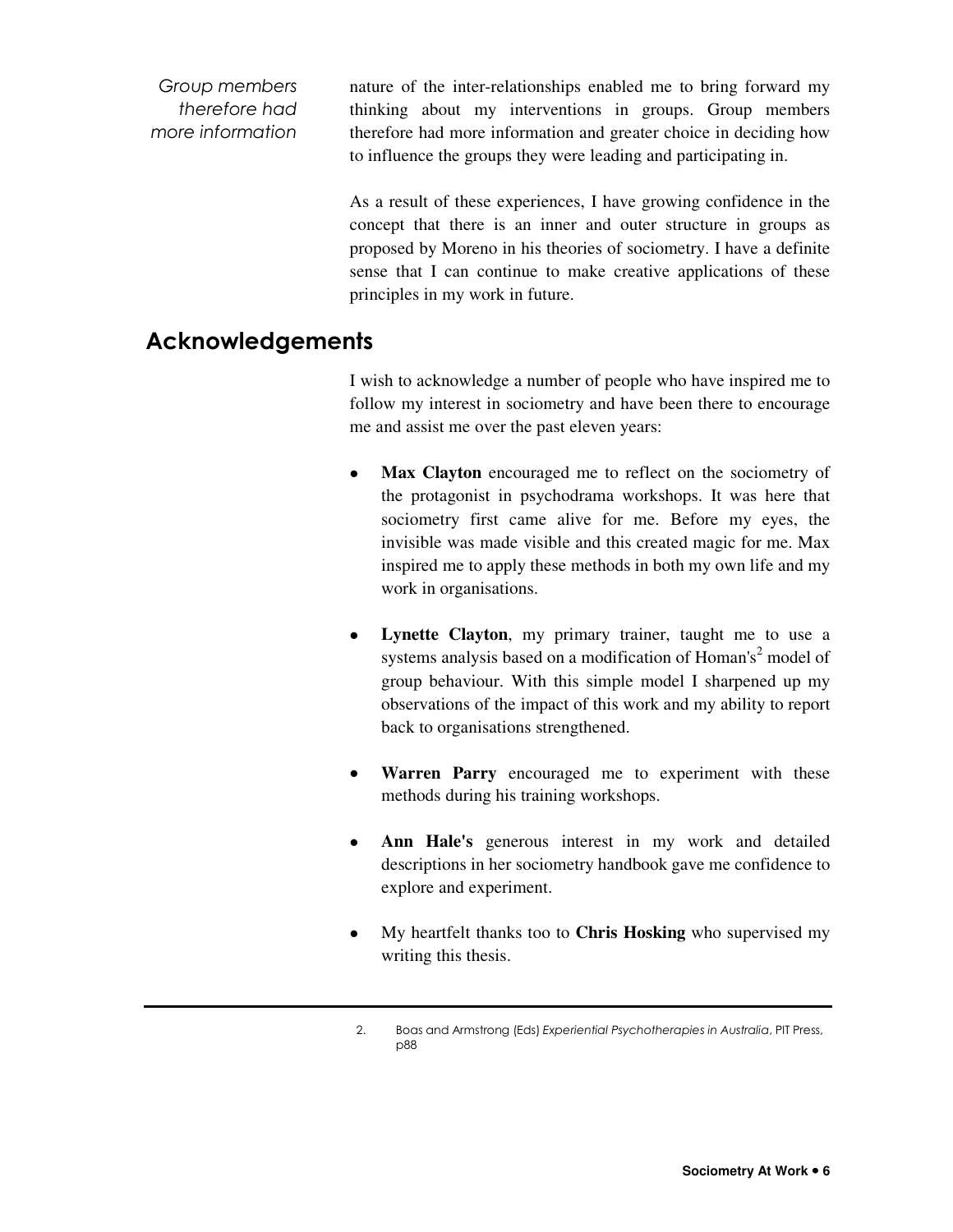*Group members therefore had more information*

nature of the inter-relationships enabled me to bring forward my thinking about my interventions in groups. Group members therefore had more information and greater choice in deciding how to influence the groups they were leading and participating in.

As a result of these experiences, I have growing confidence in the concept that there is an inner and outer structure in groups as proposed by Moreno in his theories of sociometry. I have a definite sense that I can continue to make creative applications of these principles in my work in future.

## Acknowledgements

I wish to acknowledge a number of people who have inspired me to follow my interest in sociometry and have been there to encourage me and assist me over the past eleven years:

- **Max Clayton** encouraged me to reflect on the sociometry of the protagonist in psychodrama workshops. It was here that sociometry first came alive for me. Before my eyes, the invisible was made visible and this created magic for me. Max inspired me to apply these methods in both my own life and my work in organisations.
- **Lynette Clayton**, my primary trainer, taught me to use a systems analysis based on a modification of Homan's[2] model of group behaviour. With this simple model I sharpened up my observations of the impact of this work and my ability to report back to organisations strengthened.
- **Warren Parry** encouraged me to experiment with these methods during his training workshops.
- **Ann Hale's** generous interest in my work and detailed descriptions in her sociometry handbook gave me confidence to explore and experiment.
- My heartfelt thanks too to **Chris Hosking** who supervised my writing this thesis.

---

2. Boas and Armstrong (Eds) *Experiential Psychotherapies in Australia*, PIT Press, p88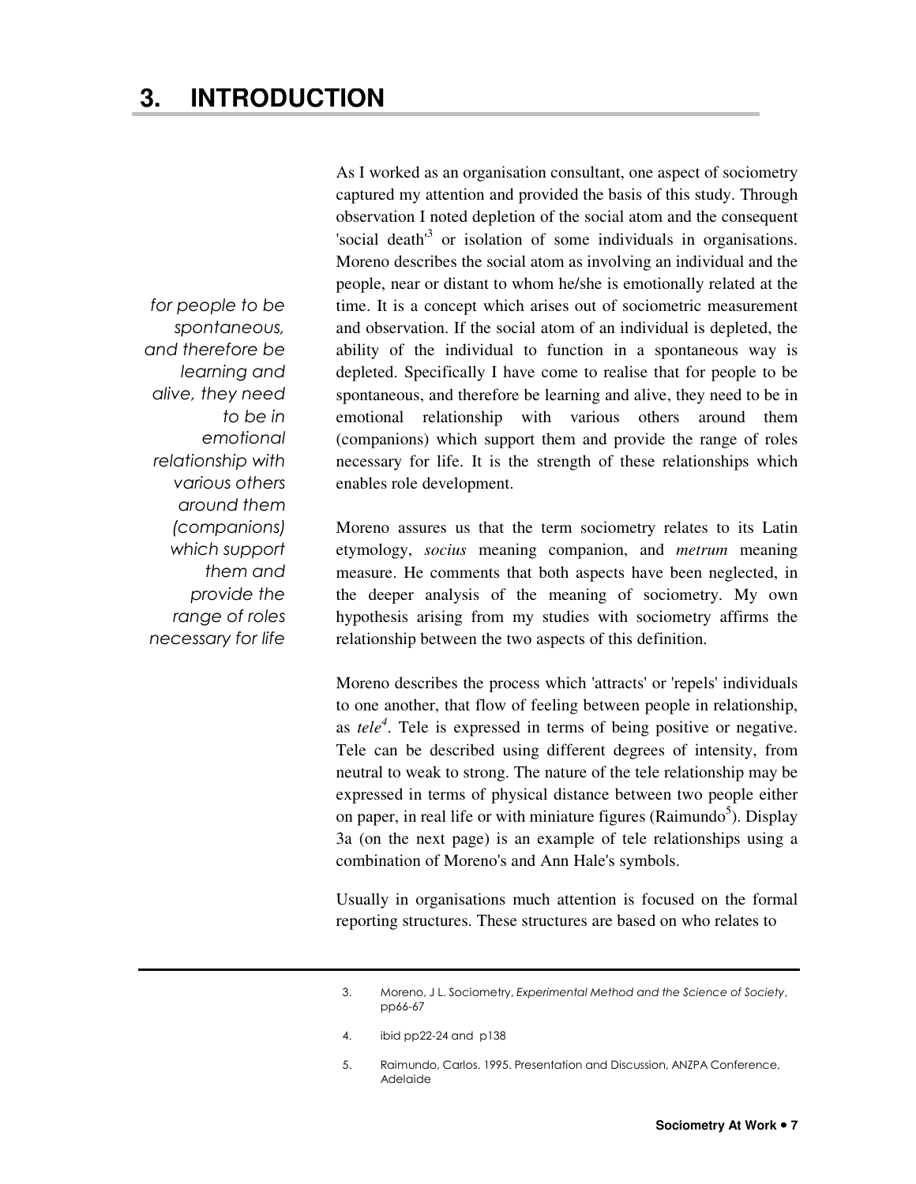# 3. INTRODUCTION

As I worked as an organisation consultant, one aspect of sociometry captured my attention and provided the basis of this study. Through observation I noted depletion of the social atom and the consequent 'social death'[3] or isolation of some individuals in organisations. Moreno describes the social atom as involving an individual and the people, near or distant to whom he/she is emotionally related at the time. It is a concept which arises out of sociometric measurement and observation. If the social atom of an individual is depleted, the ability of the individual to function in a spontaneous way is depleted. Specifically I have come to realise that for people to be spontaneous, and therefore be learning and alive, they need to be in emotional relationship with various others around them (companions) which support them and provide the range of roles necessary for life. It is the strength of these relationships which enables role development.

*for people to be spontaneous, and therefore be learning and alive, they need to be in emotional relationship with various others around them (companions) which support them and provide the range of roles necessary for life*

Moreno assures us that the term sociometry relates to its Latin etymology, *socius* meaning companion, and *metrum* meaning measure. He comments that both aspects have been neglected, in the deeper analysis of the meaning of sociometry. My own hypothesis arising from my studies with sociometry affirms the relationship between the two aspects of this definition.

Moreno describes the process which 'attracts' or 'repels' individuals to one another, that flow of feeling between people in relationship, as *tele*[4]. Tele is expressed in terms of being positive or negative. Tele can be described using different degrees of intensity, from neutral to weak to strong. The nature of the tele relationship may be expressed in terms of physical distance between two people either on paper, in real life or with miniature figures (Raimundo[5]). Display 3a (on the next page) is an example of tele relationships using a combination of Moreno's and Ann Hale's symbols.

Usually in organisations much attention is focused on the formal reporting structures. These structures are based on who relates to

---

3. Moreno, J L. Sociometry, *Experimental Method and the Science of Society*, pp66-67

4. ibid pp22-24 and p138

5. Raimundo, Carlos. 1995. Presentation and Discussion, ANZPA Conference, Adelaide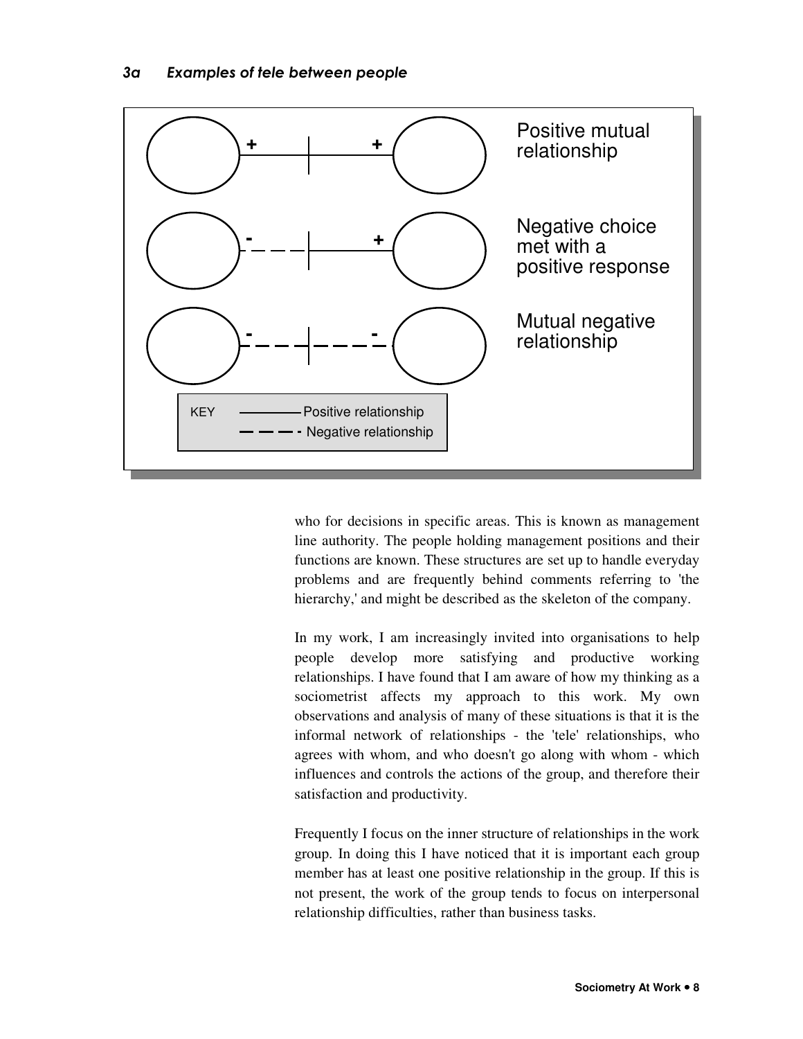### 3a Examples of tele between people

Positive mutual relationship

Negative choice met with a positive response

Mutual negative relationship

KEY: Positive relationship (solid line); Negative relationship (dashed line)

who for decisions in specific areas. This is known as management line authority. The people holding management positions and their functions are known. These structures are set up to handle everyday problems and are frequently behind comments referring to 'the hierarchy,' and might be described as the skeleton of the company.

In my work, I am increasingly invited into organisations to help people develop more satisfying and productive working relationships. I have found that I am aware of how my thinking as a sociometrist affects my approach to this work. My own observations and analysis of many of these situations is that it is the informal network of relationships - the 'tele' relationships, who agrees with whom, and who doesn't go along with whom - which influences and controls the actions of the group, and therefore their satisfaction and productivity.

Frequently I focus on the inner structure of relationships in the work group. In doing this I have noticed that it is important each group member has at least one positive relationship in the group. If this is not present, the work of the group tends to focus on interpersonal relationship difficulties, rather than business tasks.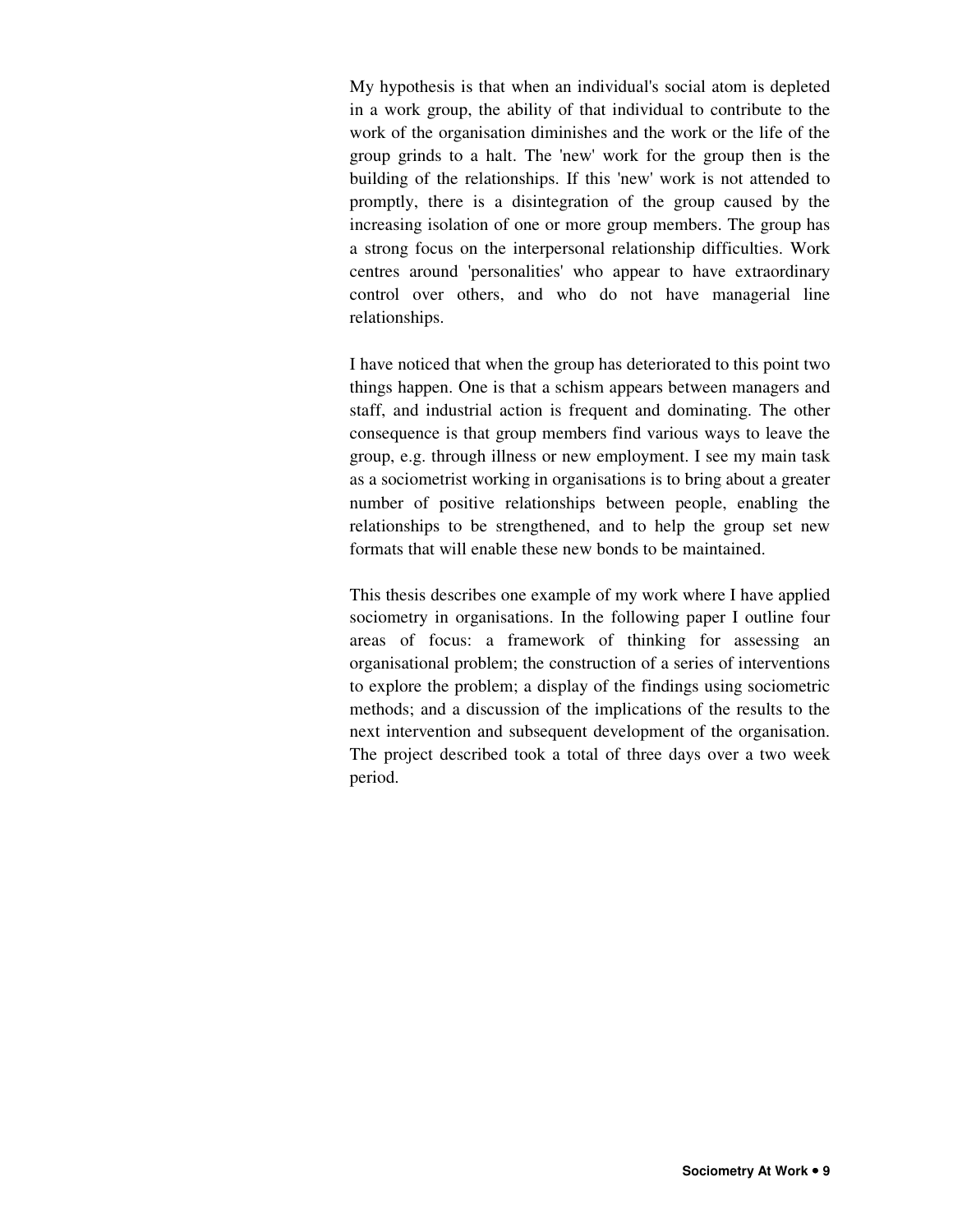My hypothesis is that when an individual's social atom is depleted in a work group, the ability of that individual to contribute to the work of the organisation diminishes and the work or the life of the group grinds to a halt. The 'new' work for the group then is the building of the relationships. If this 'new' work is not attended to promptly, there is a disintegration of the group caused by the increasing isolation of one or more group members. The group has a strong focus on the interpersonal relationship difficulties. Work centres around 'personalities' who appear to have extraordinary control over others, and who do not have managerial line relationships.

I have noticed that when the group has deteriorated to this point two things happen. One is that a schism appears between managers and staff, and industrial action is frequent and dominating. The other consequence is that group members find various ways to leave the group, e.g. through illness or new employment. I see my main task as a sociometrist working in organisations is to bring about a greater number of positive relationships between people, enabling the relationships to be strengthened, and to help the group set new formats that will enable these new bonds to be maintained.

This thesis describes one example of my work where I have applied sociometry in organisations. In the following paper I outline four areas of focus: a framework of thinking for assessing an organisational problem; the construction of a series of interventions to explore the problem; a display of the findings using sociometric methods; and a discussion of the implications of the results to the next intervention and subsequent development of the organisation. The project described took a total of three days over a two week period.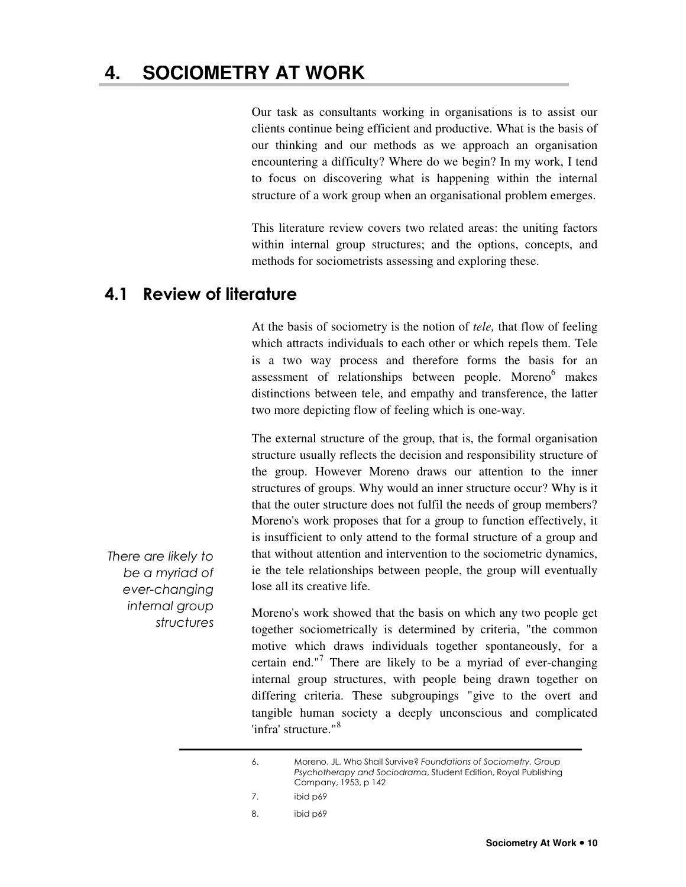# 4. SOCIOMETRY AT WORK

Our task as consultants working in organisations is to assist our clients continue being efficient and productive. What is the basis of our thinking and our methods as we approach an organisation encountering a difficulty? Where do we begin? In my work, I tend to focus on discovering what is happening within the internal structure of a work group when an organisational problem emerges.

This literature review covers two related areas: the uniting factors within internal group structures; and the options, concepts, and methods for sociometrists assessing and exploring these.

## 4.1 Review of literature

At the basis of sociometry is the notion of *tele,* that flow of feeling which attracts individuals to each other or which repels them. Tele is a two way process and therefore forms the basis for an assessment of relationships between people. Moreno[6] makes distinctions between tele, and empathy and transference, the latter two more depicting flow of feeling which is one-way.

The external structure of the group, that is, the formal organisation structure usually reflects the decision and responsibility structure of the group. However Moreno draws our attention to the inner structures of groups. Why would an inner structure occur? Why is it that the outer structure does not fulfil the needs of group members? Moreno's work proposes that for a group to function effectively, it is insufficient to only attend to the formal structure of a group and that without attention and intervention to the sociometric dynamics, ie the tele relationships between people, the group will eventually lose all its creative life.

*There are likely to be a myriad of ever-changing internal group structures*

Moreno's work showed that the basis on which any two people get together sociometrically is determined by criteria, "the common motive which draws individuals together spontaneously, for a certain end."[7] There are likely to be a myriad of ever-changing internal group structures, with people being drawn together on differing criteria. These subgroupings "give to the overt and tangible human society a deeply unconscious and complicated 'infra' structure."[8]

---

6. Moreno, JL. Who Shall Survive? *Foundations of Sociometry. Group Psychotherapy and Sociodrama*, Student Edition, Royal Publishing Company, 1953, p 142
7. ibid p69
8. ibid p69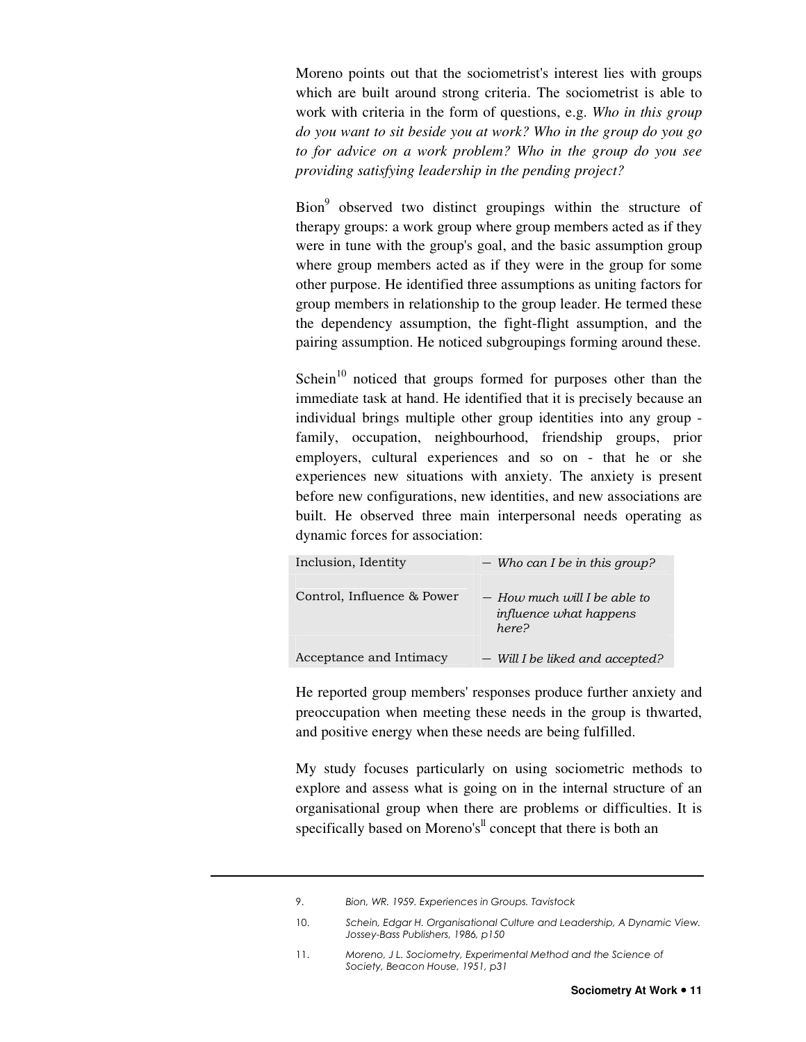Moreno points out that the sociometrist's interest lies with groups which are built around strong criteria. The sociometrist is able to work with criteria in the form of questions, e.g. *Who in this group do you want to sit beside you at work? Who in the group do you go to for advice on a work problem? Who in the group do you see providing satisfying leadership in the pending project?*

Bion[9] observed two distinct groupings within the structure of therapy groups: a work group where group members acted as if they were in tune with the group's goal, and the basic assumption group where group members acted as if they were in the group for some other purpose. He identified three assumptions as uniting factors for group members in relationship to the group leader. He termed these the dependency assumption, the fight-flight assumption, and the pairing assumption. He noticed subgroupings forming around these.

Schein[10] noticed that groups formed for purposes other than the immediate task at hand. He identified that it is precisely because an individual brings multiple other group identities into any group - family, occupation, neighbourhood, friendship groups, prior employers, cultural experiences and so on - that he or she experiences new situations with anxiety. The anxiety is present before new configurations, new identities, and new associations are built. He observed three main interpersonal needs operating as dynamic forces for association:

| | |
|---|---|
| Inclusion, Identity | – *Who can I be in this group?* |
| Control, Influence & Power | – *How much will I be able to influence what happens here?* |
| Acceptance and Intimacy | – *Will I be liked and accepted?* |

He reported group members' responses produce further anxiety and preoccupation when meeting these needs in the group is thwarted, and positive energy when these needs are being fulfilled.

My study focuses particularly on using sociometric methods to explore and assess what is going on in the internal structure of an organisational group when there are problems or difficulties. It is specifically based on Moreno's[11] concept that there is both an

---

9. *Bion, WR. 1959. Experiences in Groups. Tavistock*

10. *Schein, Edgar H. Organisational Culture and Leadership, A Dynamic View. Jossey-Bass Publishers, 1986, p150*

11. *Moreno, J L. Sociometry, Experimental Method and the Science of Society, Beacon House, 1951, p31*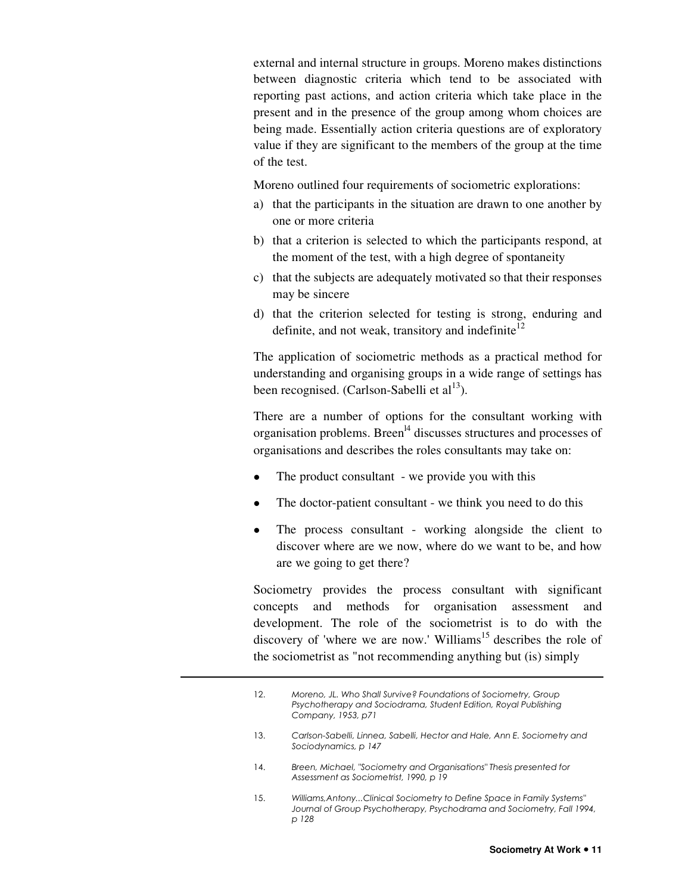external and internal structure in groups. Moreno makes distinctions between diagnostic criteria which tend to be associated with reporting past actions, and action criteria which take place in the present and in the presence of the group among whom choices are being made. Essentially action criteria questions are of exploratory value if they are significant to the members of the group at the time of the test.

Moreno outlined four requirements of sociometric explorations:

a) that the participants in the situation are drawn to one another by one or more criteria
b) that a criterion is selected to which the participants respond, at the moment of the test, with a high degree of spontaneity
c) that the subjects are adequately motivated so that their responses may be sincere
d) that the criterion selected for testing is strong, enduring and definite, and not weak, transitory and indefinite[12]

The application of sociometric methods as a practical method for understanding and organising groups in a wide range of settings has been recognised. (Carlson-Sabelli et al[13]).

There are a number of options for the consultant working with organisation problems. Breen[14] discusses structures and processes of organisations and describes the roles consultants may take on:

- The product consultant - we provide you with this
- The doctor-patient consultant - we think you need to do this
- The process consultant - working alongside the client to discover where are we now, where do we want to be, and how are we going to get there?

Sociometry provides the process consultant with significant concepts and methods for organisation assessment and development. The role of the sociometrist is to do with the discovery of 'where we are now.' Williams[15] describes the role of the sociometrist as "not recommending anything but (is) simply

---

12. *Moreno, JL. Who Shall Survive? Foundations of Sociometry, Group Psychotherapy and Sociodrama, Student Edition, Royal Publishing Company, 1953, p71*
13. *Carlson-Sabelli, Linnea, Sabelli, Hector and Hale, Ann E. Sociometry and Sociodynamics, p 147*
14. *Breen, Michael, "Sociometry and Organisations" Thesis presented for Assessment as Sociometrist, 1990, p 19*
15. *Williams,Antony...Clinical Sociometry to Define Space in Family Systems" Journal of Group Psychotherapy, Psychodrama and Sociometry, Fall 1994, p 128*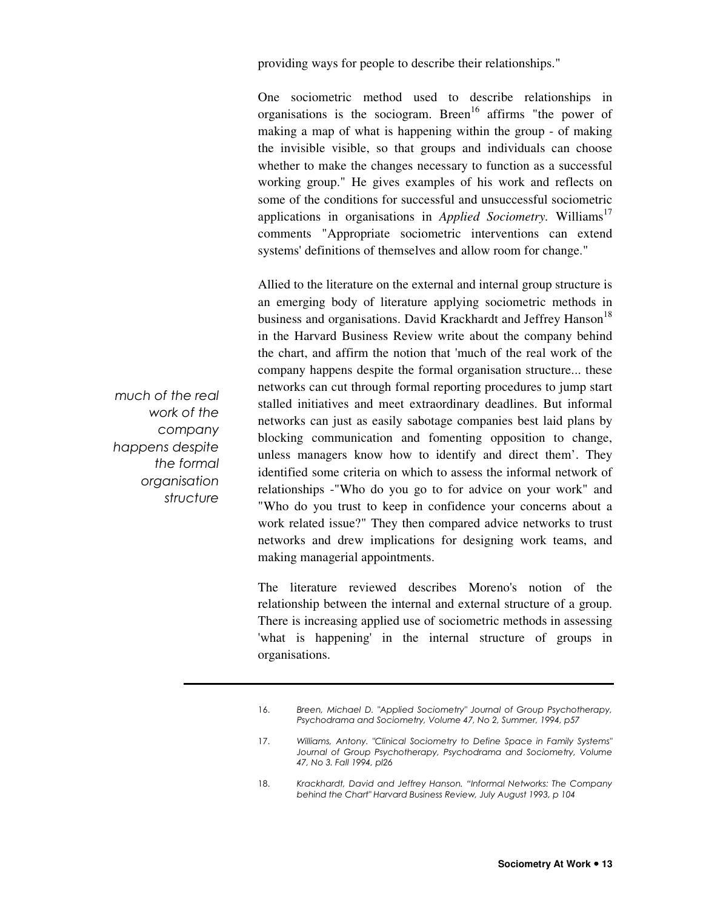providing ways for people to describe their relationships."

One sociometric method used to describe relationships in organisations is the sociogram. Breen[16] affirms "the power of making a map of what is happening within the group - of making the invisible visible, so that groups and individuals can choose whether to make the changes necessary to function as a successful working group." He gives examples of his work and reflects on some of the conditions for successful and unsuccessful sociometric applications in organisations in *Applied Sociometry*. Williams[17] comments "Appropriate sociometric interventions can extend systems' definitions of themselves and allow room for change."

*much of the real work of the company happens despite the formal organisation structure*

Allied to the literature on the external and internal group structure is an emerging body of literature applying sociometric methods in business and organisations. David Krackhardt and Jeffrey Hanson[18] in the Harvard Business Review write about the company behind the chart, and affirm the notion that 'much of the real work of the company happens despite the formal organisation structure... these networks can cut through formal reporting procedures to jump start stalled initiatives and meet extraordinary deadlines. But informal networks can just as easily sabotage companies best laid plans by blocking communication and fomenting opposition to change, unless managers know how to identify and direct them'. They identified some criteria on which to assess the informal network of relationships -"Who do you go to for advice on your work" and "Who do you trust to keep in confidence your concerns about a work related issue?" They then compared advice networks to trust networks and drew implications for designing work teams, and making managerial appointments.

The literature reviewed describes Moreno's notion of the relationship between the internal and external structure of a group. There is increasing applied use of sociometric methods in assessing 'what is happening' in the internal structure of groups in organisations.

---

16. *Breen, Michael D. "Applied Sociometry" Journal of Group Psychotherapy, Psychodrama and Sociometry, Volume 47, No 2, Summer, 1994, p57*

17. *Williams, Antony. "Clinical Sociometry to Define Space in Family Systems" Journal of Group Psychotherapy, Psychodrama and Sociometry, Volume 47, No 3. Fall 1994, pl26*

18. *Krackhardt, David and Jeffrey Hanson. "Informal Networks: The Company behind the Chart" Harvard Business Review, July August 1993, p 104*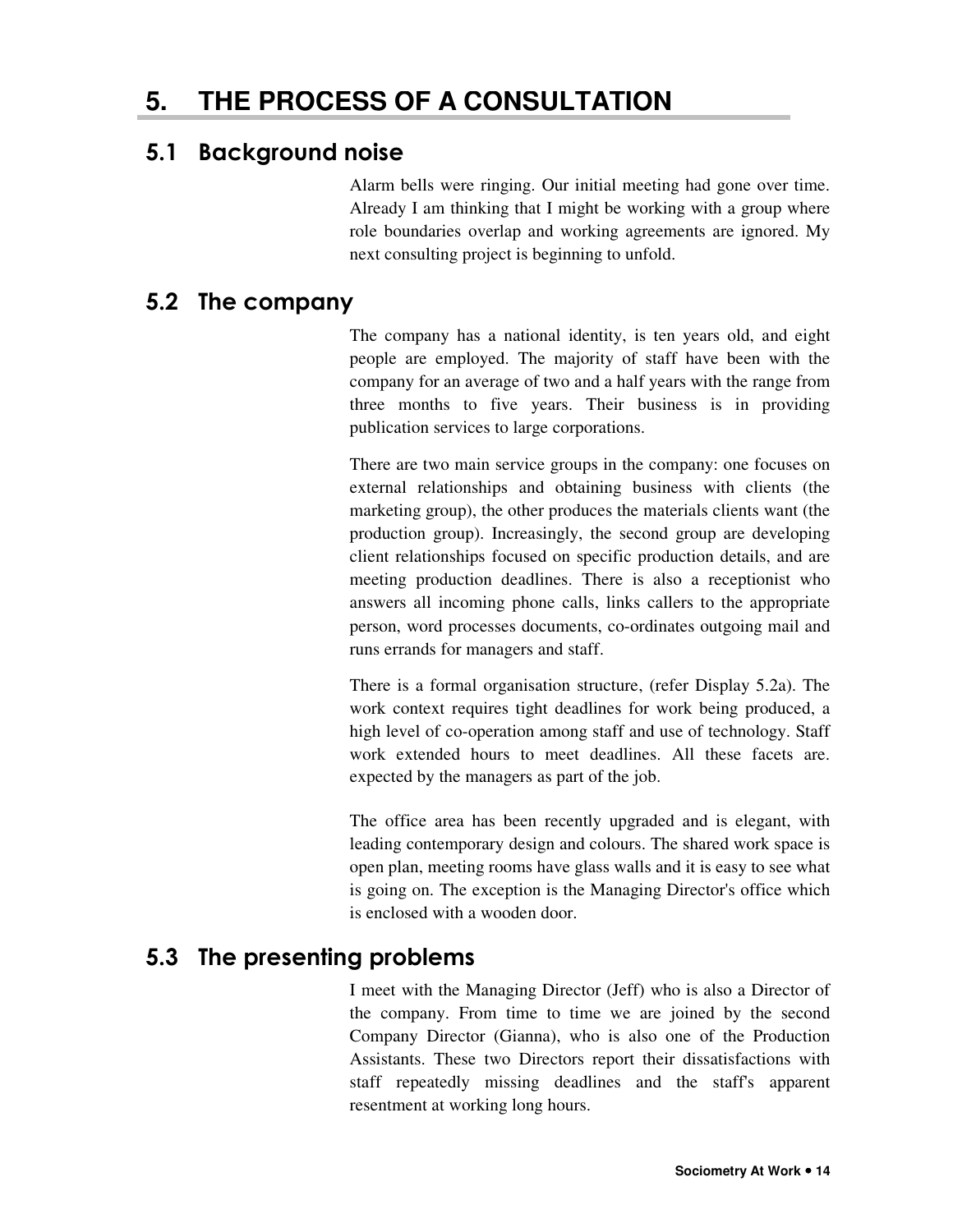# 5. THE PROCESS OF A CONSULTATION

## 5.1 Background noise

Alarm bells were ringing. Our initial meeting had gone over time. Already I am thinking that I might be working with a group where role boundaries overlap and working agreements are ignored. My next consulting project is beginning to unfold.

## 5.2 The company

The company has a national identity, is ten years old, and eight people are employed. The majority of staff have been with the company for an average of two and a half years with the range from three months to five years. Their business is in providing publication services to large corporations.

There are two main service groups in the company: one focuses on external relationships and obtaining business with clients (the marketing group), the other produces the materials clients want (the production group). Increasingly, the second group are developing client relationships focused on specific production details, and are meeting production deadlines. There is also a receptionist who answers all incoming phone calls, links callers to the appropriate person, word processes documents, co-ordinates outgoing mail and runs errands for managers and staff.

There is a formal organisation structure, (refer Display 5.2a). The work context requires tight deadlines for work being produced, a high level of co-operation among staff and use of technology. Staff work extended hours to meet deadlines. All these facets are. expected by the managers as part of the job.

The office area has been recently upgraded and is elegant, with leading contemporary design and colours. The shared work space is open plan, meeting rooms have glass walls and it is easy to see what is going on. The exception is the Managing Director's office which is enclosed with a wooden door.

## 5.3 The presenting problems

I meet with the Managing Director (Jeff) who is also a Director of the company. From time to time we are joined by the second Company Director (Gianna), who is also one of the Production Assistants. These two Directors report their dissatisfactions with staff repeatedly missing deadlines and the staff's apparent resentment at working long hours.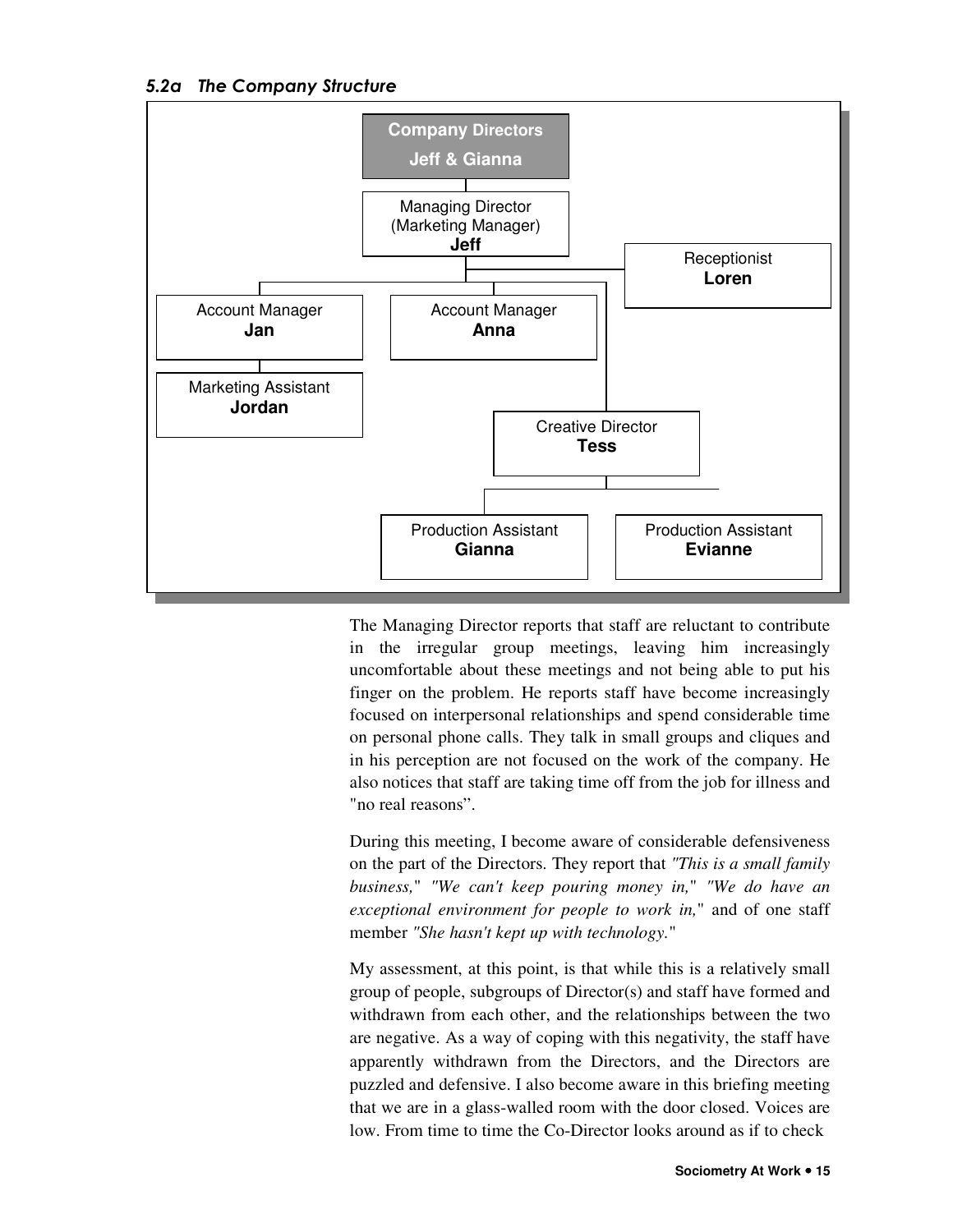### *5.2a The Company Structure*

**Company Directors**
**Jeff & Gianna**

- Managing Director (Marketing Manager) **Jeff**
  - Receptionist **Loren**
  - Account Manager **Jan**
    - Marketing Assistant **Jordan**
  - Account Manager **Anna**
  - Creative Director **Tess**
    - Production Assistant **Gianna**
    - Production Assistant **Evianne**

The Managing Director reports that staff are reluctant to contribute in the irregular group meetings, leaving him increasingly uncomfortable about these meetings and not being able to put his finger on the problem. He reports staff have become increasingly focused on interpersonal relationships and spend considerable time on personal phone calls. They talk in small groups and cliques and in his perception are not focused on the work of the company. He also notices that staff are taking time off from the job for illness and "no real reasons".

During this meeting, I become aware of considerable defensiveness on the part of the Directors. They report that *"This is a small family business,"* *"We can't keep pouring money in,"* *"We do have an exceptional environment for people to work in,"* and of one staff member *"She hasn't kept up with technology."*

My assessment, at this point, is that while this is a relatively small group of people, subgroups of Director(s) and staff have formed and withdrawn from each other, and the relationships between the two are negative. As a way of coping with this negativity, the staff have apparently withdrawn from the Directors, and the Directors are puzzled and defensive. I also become aware in this briefing meeting that we are in a glass-walled room with the door closed. Voices are low. From time to time the Co-Director looks around as if to check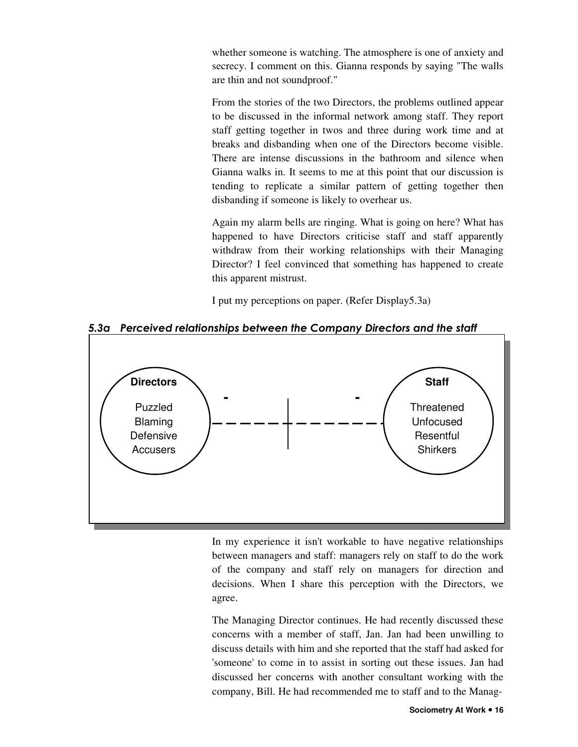whether someone is watching. The atmosphere is one of anxiety and secrecy. I comment on this. Gianna responds by saying "The walls are thin and not soundproof."

From the stories of the two Directors, the problems outlined appear to be discussed in the informal network among staff. They report staff getting together in twos and three during work time and at breaks and disbanding when one of the Directors become visible. There are intense discussions in the bathroom and silence when Gianna walks in. It seems to me at this point that our discussion is tending to replicate a similar pattern of getting together then disbanding if someone is likely to overhear us.

Again my alarm bells are ringing. What is going on here? What has happened to have Directors criticise staff and staff apparently withdraw from their working relationships with their Managing Director? I feel convinced that something has happened to create this apparent mistrust.

I put my perceptions on paper. (Refer Display5.3a)

***5.3a Perceived relationships between the Company Directors and the staff***

**Directors**

Puzzled
Blaming
Defensive
Accusers

\- - 

**Staff**

Threatened
Unfocused
Resentful
Shirkers

In my experience it isn't workable to have negative relationships between managers and staff: managers rely on staff to do the work of the company and staff rely on managers for direction and decisions. When I share this perception with the Directors, we agree.

The Managing Director continues. He had recently discussed these concerns with a member of staff, Jan. Jan had been unwilling to discuss details with him and she reported that the staff had asked for 'someone' to come in to assist in sorting out these issues. Jan had discussed her concerns with another consultant working with the company, Bill. He had recommended me to staff and to the Manag-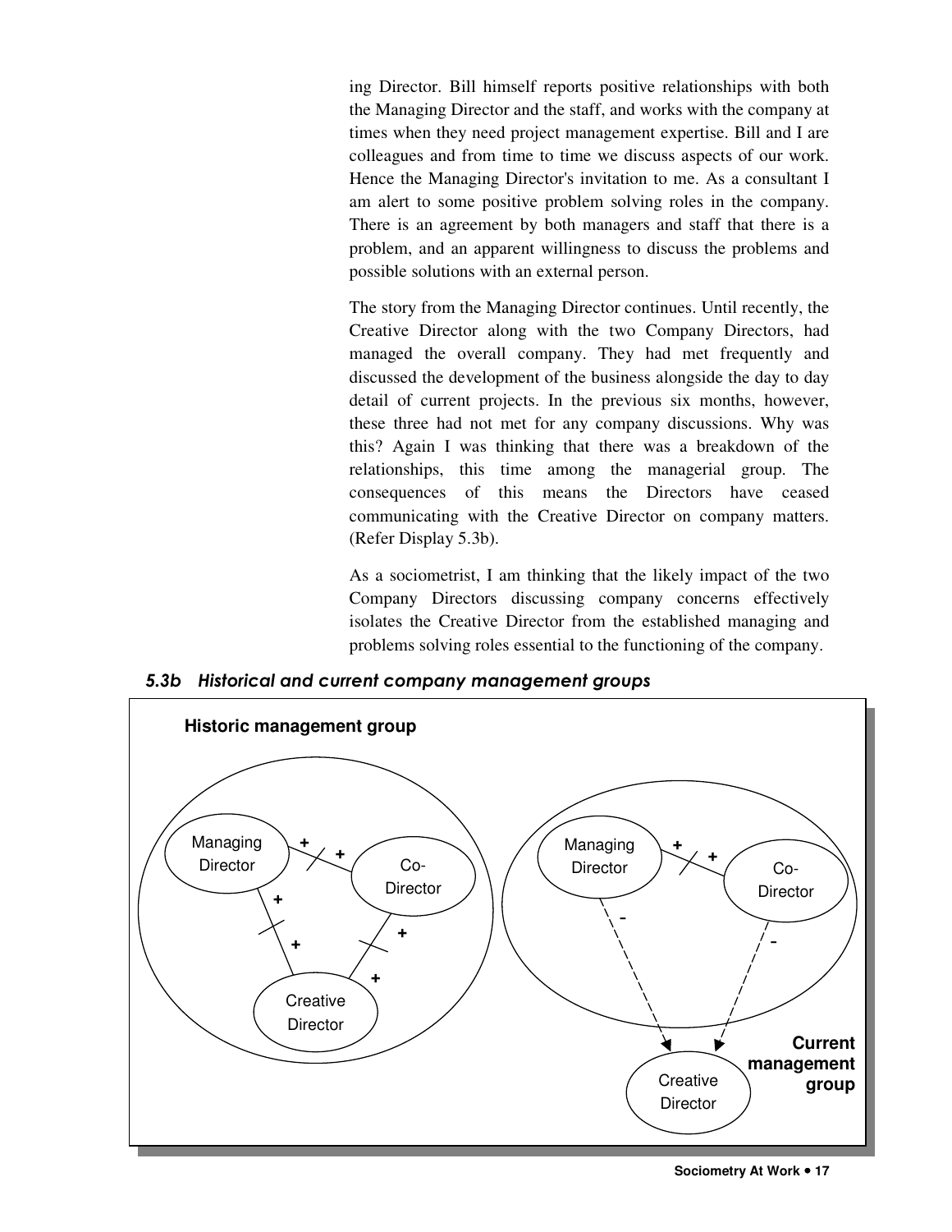ing Director. Bill himself reports positive relationships with both the Managing Director and the staff, and works with the company at times when they need project management expertise. Bill and I are colleagues and from time to time we discuss aspects of our work. Hence the Managing Director's invitation to me. As a consultant I am alert to some positive problem solving roles in the company. There is an agreement by both managers and staff that there is a problem, and an apparent willingness to discuss the problems and possible solutions with an external person.

The story from the Managing Director continues. Until recently, the Creative Director along with the two Company Directors, had managed the overall company. They had met frequently and discussed the development of the business alongside the day to day detail of current projects. In the previous six months, however, these three had not met for any company discussions. Why was this? Again I was thinking that there was a breakdown of the relationships, this time among the managerial group. The consequences of this means the Directors have ceased communicating with the Creative Director on company matters. (Refer Display 5.3b).

As a sociometrist, I am thinking that the likely impact of the two Company Directors discussing company concerns effectively isolates the Creative Director from the established managing and problems solving roles essential to the functioning of the company.

### *5.3b Historical and current company management groups*

**Historic management group**

Managing Director, Co-Director, Creative Director

**Current management group**

Managing Director, Co-Director, Creative Director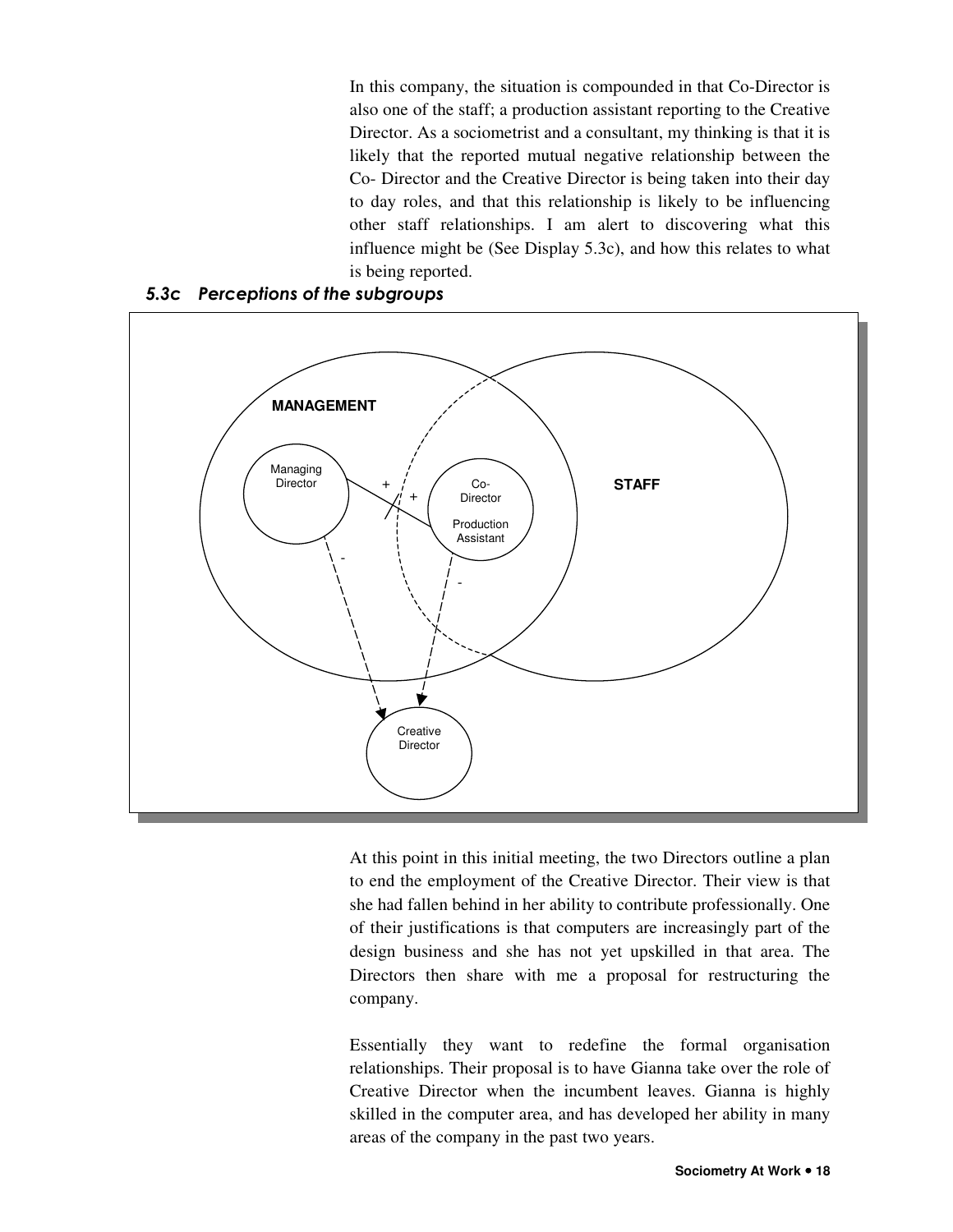In this company, the situation is compounded in that Co-Director is also one of the staff; a production assistant reporting to the Creative Director. As a sociometrist and a consultant, my thinking is that it is likely that the reported mutual negative relationship between the Co- Director and the Creative Director is being taken into their day to day roles, and that this relationship is likely to be influencing other staff relationships. I am alert to discovering what this influence might be (See Display 5.3c), and how this relates to what is being reported.

### *5.3c Perceptions of the subgroups*

At this point in this initial meeting, the two Directors outline a plan to end the employment of the Creative Director. Their view is that she had fallen behind in her ability to contribute professionally. One of their justifications is that computers are increasingly part of the design business and she has not yet upskilled in that area. The Directors then share with me a proposal for restructuring the company.

Essentially they want to redefine the formal organisation relationships. Their proposal is to have Gianna take over the role of Creative Director when the incumbent leaves. Gianna is highly skilled in the computer area, and has developed her ability in many areas of the company in the past two years.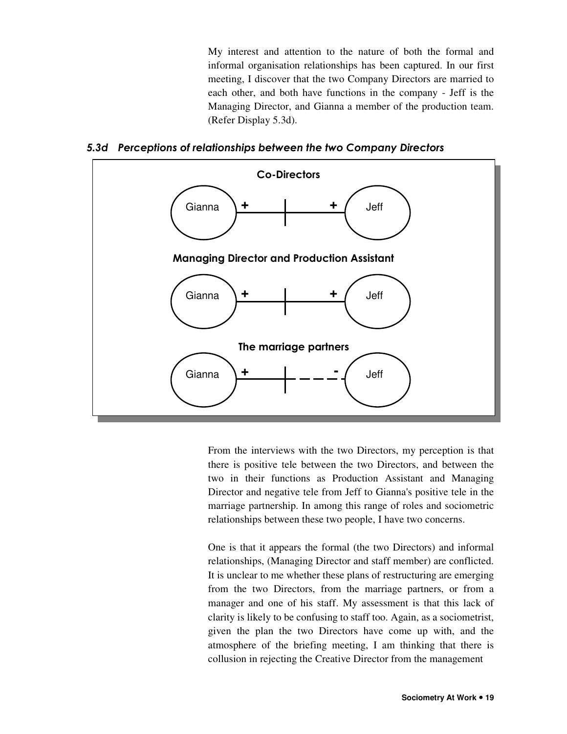My interest and attention to the nature of both the formal and informal organisation relationships has been captured. In our first meeting, I discover that the two Company Directors are married to each other, and both have functions in the company - Jeff is the Managing Director, and Gianna a member of the production team. (Refer Display 5.3d).

### *5.3d Perceptions of relationships between the two Company Directors*

**Co-Directors**

Gianna + —|— + Jeff

**Managing Director and Production Assistant**

Gianna + —|— + Jeff

**The marriage partners**

Gianna + —|- - - - Jeff

From the interviews with the two Directors, my perception is that there is positive tele between the two Directors, and between the two in their functions as Production Assistant and Managing Director and negative tele from Jeff to Gianna's positive tele in the marriage partnership. In among this range of roles and sociometric relationships between these two people, I have two concerns.

One is that it appears the formal (the two Directors) and informal relationships, (Managing Director and staff member) are conflicted. It is unclear to me whether these plans of restructuring are emerging from the two Directors, from the marriage partners, or from a manager and one of his staff. My assessment is that this lack of clarity is likely to be confusing to staff too. Again, as a sociometrist, given the plan the two Directors have come up with, and the atmosphere of the briefing meeting, I am thinking that there is collusion in rejecting the Creative Director from the management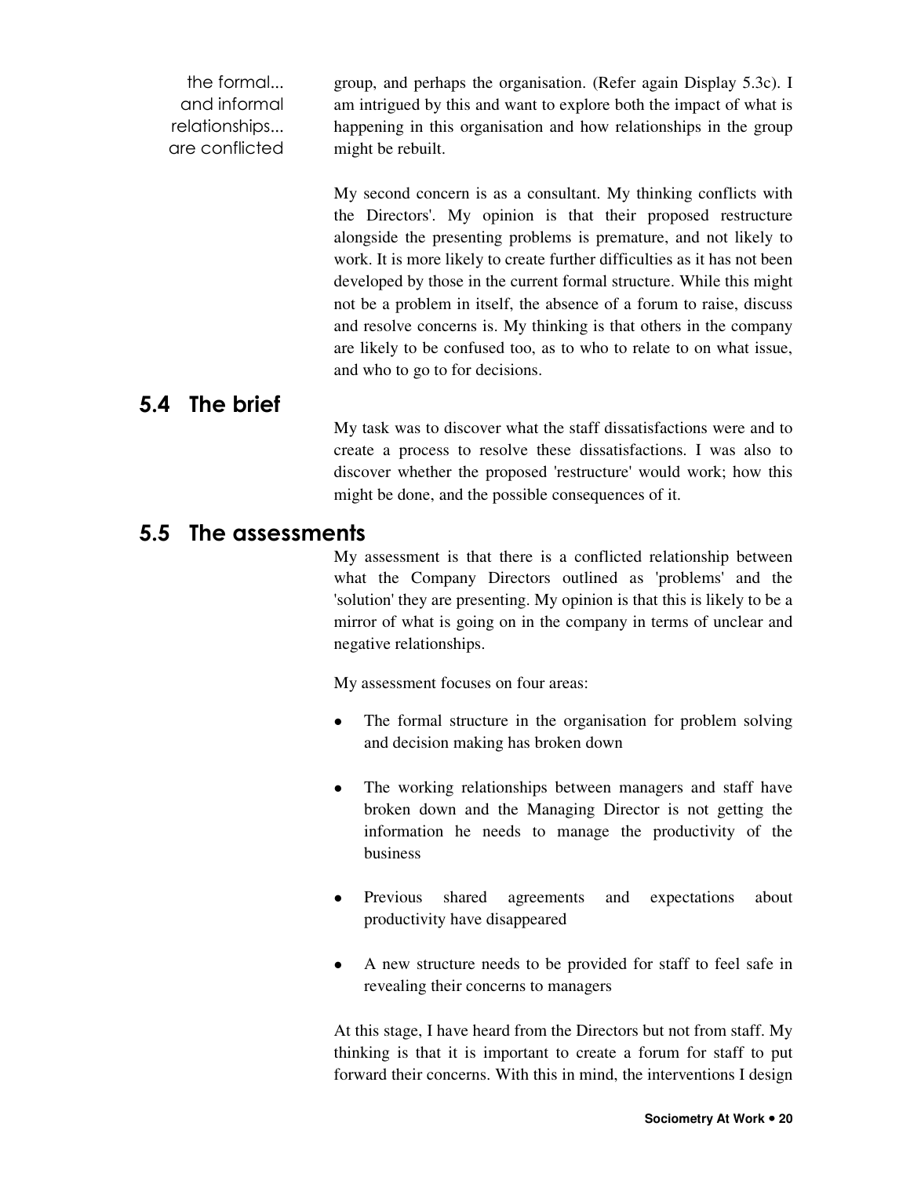the formal... and informal relationships... are conflicted

group, and perhaps the organisation. (Refer again Display 5.3c). I am intrigued by this and want to explore both the impact of what is happening in this organisation and how relationships in the group might be rebuilt.

My second concern is as a consultant. My thinking conflicts with the Directors'. My opinion is that their proposed restructure alongside the presenting problems is premature, and not likely to work. It is more likely to create further difficulties as it has not been developed by those in the current formal structure. While this might not be a problem in itself, the absence of a forum to raise, discuss and resolve concerns is. My thinking is that others in the company are likely to be confused too, as to who to relate to on what issue, and who to go to for decisions.

## 5.4 The brief

My task was to discover what the staff dissatisfactions were and to create a process to resolve these dissatisfactions. I was also to discover whether the proposed 'restructure' would work; how this might be done, and the possible consequences of it.

## 5.5 The assessments

My assessment is that there is a conflicted relationship between what the Company Directors outlined as 'problems' and the 'solution' they are presenting. My opinion is that this is likely to be a mirror of what is going on in the company in terms of unclear and negative relationships.

My assessment focuses on four areas:

- The formal structure in the organisation for problem solving and decision making has broken down
- The working relationships between managers and staff have broken down and the Managing Director is not getting the information he needs to manage the productivity of the business
- Previous shared agreements and expectations about productivity have disappeared
- A new structure needs to be provided for staff to feel safe in revealing their concerns to managers

At this stage, I have heard from the Directors but not from staff. My thinking is that it is important to create a forum for staff to put forward their concerns. With this in mind, the interventions I design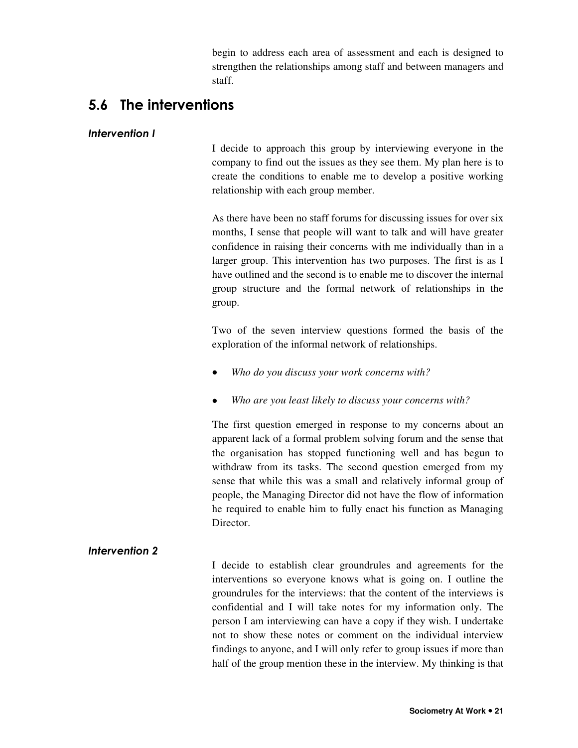begin to address each area of assessment and each is designed to strengthen the relationships among staff and between managers and staff.

## 5.6 The interventions

### *Intervention I*

I decide to approach this group by interviewing everyone in the company to find out the issues as they see them. My plan here is to create the conditions to enable me to develop a positive working relationship with each group member.

As there have been no staff forums for discussing issues for over six months, I sense that people will want to talk and will have greater confidence in raising their concerns with me individually than in a larger group. This intervention has two purposes. The first is as I have outlined and the second is to enable me to discover the internal group structure and the formal network of relationships in the group.

Two of the seven interview questions formed the basis of the exploration of the informal network of relationships.

- *Who do you discuss your work concerns with?*
- *Who are you least likely to discuss your concerns with?*

The first question emerged in response to my concerns about an apparent lack of a formal problem solving forum and the sense that the organisation has stopped functioning well and has begun to withdraw from its tasks. The second question emerged from my sense that while this was a small and relatively informal group of people, the Managing Director did not have the flow of information he required to enable him to fully enact his function as Managing Director.

### *Intervention 2*

I decide to establish clear groundrules and agreements for the interventions so everyone knows what is going on. I outline the groundrules for the interviews: that the content of the interviews is confidential and I will take notes for my information only. The person I am interviewing can have a copy if they wish. I undertake not to show these notes or comment on the individual interview findings to anyone, and I will only refer to group issues if more than half of the group mention these in the interview. My thinking is that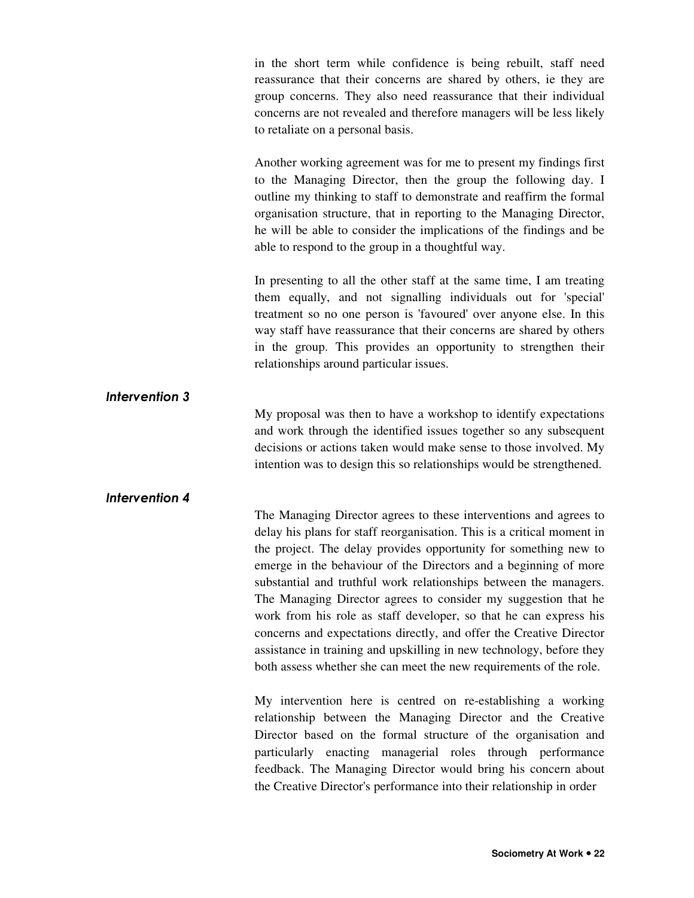in the short term while confidence is being rebuilt, staff need reassurance that their concerns are shared by others, ie they are group concerns. They also need reassurance that their individual concerns are not revealed and therefore managers will be less likely to retaliate on a personal basis.

Another working agreement was for me to present my findings first to the Managing Director, then the group the following day. I outline my thinking to staff to demonstrate and reaffirm the formal organisation structure, that in reporting to the Managing Director, he will be able to consider the implications of the findings and be able to respond to the group in a thoughtful way.

In presenting to all the other staff at the same time, I am treating them equally, and not signalling individuals out for 'special' treatment so no one person is 'favoured' over anyone else. In this way staff have reassurance that their concerns are shared by others in the group. This provides an opportunity to strengthen their relationships around particular issues.

### *Intervention 3*

My proposal was then to have a workshop to identify expectations and work through the identified issues together so any subsequent decisions or actions taken would make sense to those involved. My intention was to design this so relationships would be strengthened.

### *Intervention 4*

The Managing Director agrees to these interventions and agrees to delay his plans for staff reorganisation. This is a critical moment in the project. The delay provides opportunity for something new to emerge in the behaviour of the Directors and a beginning of more substantial and truthful work relationships between the managers. The Managing Director agrees to consider my suggestion that he work from his role as staff developer, so that he can express his concerns and expectations directly, and offer the Creative Director assistance in training and upskilling in new technology, before they both assess whether she can meet the new requirements of the role.

My intervention here is centred on re-establishing a working relationship between the Managing Director and the Creative Director based on the formal structure of the organisation and particularly enacting managerial roles through performance feedback. The Managing Director would bring his concern about the Creative Director's performance into their relationship in order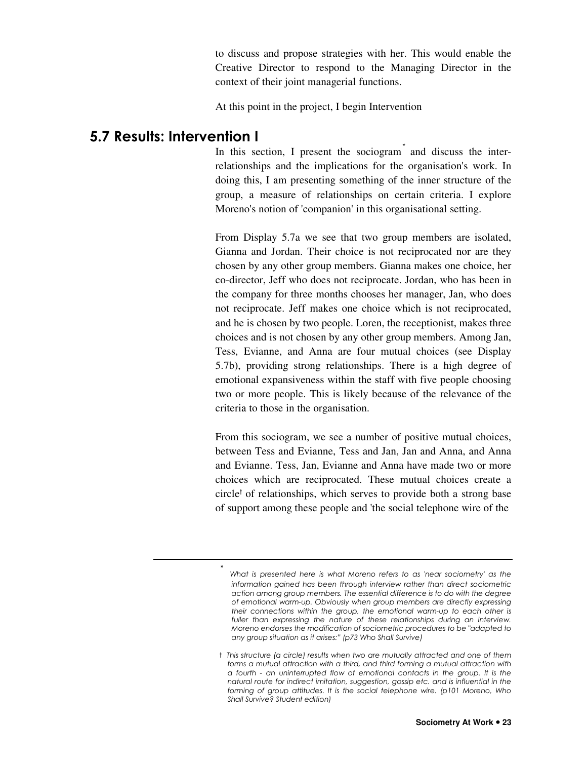to discuss and propose strategies with her. This would enable the Creative Director to respond to the Managing Director in the context of their joint managerial functions.

At this point in the project, I begin Intervention

## 5.7 Results: Intervention I

In this section, I present the sociogram* and discuss the inter-relationships and the implications for the organisation's work. In doing this, I am presenting something of the inner structure of the group, a measure of relationships on certain criteria. I explore Moreno's notion of 'companion' in this organisational setting.

From Display 5.7a we see that two group members are isolated, Gianna and Jordan. Their choice is not reciprocated nor are they chosen by any other group members. Gianna makes one choice, her co-director, Jeff who does not reciprocate. Jordan, who has been in the company for three months chooses her manager, Jan, who does not reciprocate. Jeff makes one choice which is not reciprocated, and he is chosen by two people. Loren, the receptionist, makes three choices and is not chosen by any other group members. Among Jan, Tess, Evianne, and Anna are four mutual choices (see Display 5.7b), providing strong relationships. There is a high degree of emotional expansiveness within the staff with five people choosing two or more people. This is likely because of the relevance of the criteria to those in the organisation.

From this sociogram, we see a number of positive mutual choices, between Tess and Evianne, Tess and Jan, Jan and Anna, and Anna and Evianne. Tess, Jan, Evianne and Anna have made two or more choices which are reciprocated. These mutual choices create a circle† of relationships, which serves to provide both a strong base of support among these people and 'the social telephone wire of the

---

\* *What is presented here is what Moreno refers to as 'near sociometry' as the information gained has been through interview rather than direct sociometric action among group members. The essential difference is to do with the degree of emotional warm-up. Obviously when group members are directly expressing their connections within the group, the emotional warm-up to each other is fuller than expressing the nature of these relationships during an interview. Moreno endorses the modification of sociometric procedures to be "adapted to any group situation as it arises:" (p73 Who Shall Survive)*

† *This structure (a circle) results when two are mutually attracted and one of them forms a mutual attraction with a third, and third forming a mutual attraction with a fourth - an uninterrupted flow of emotional contacts in the group. It is the natural route for indirect imitation, suggestion, gossip etc. and is influential in the forming of group attitudes. It is the social telephone wire. (p101 Moreno, Who Shall Survive? Student edition)*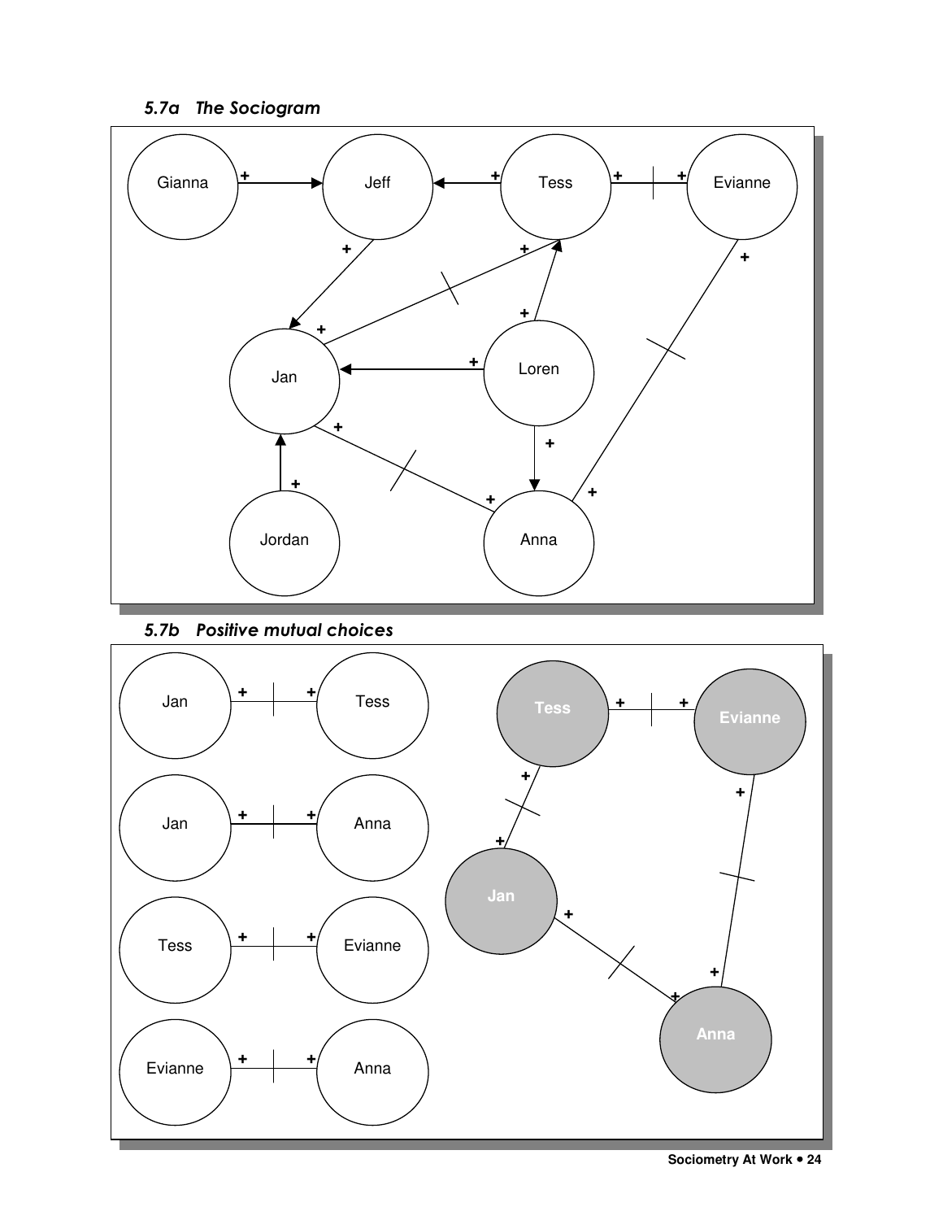### *5.7a The Sociogram*

### *5.7b Positive mutual choices*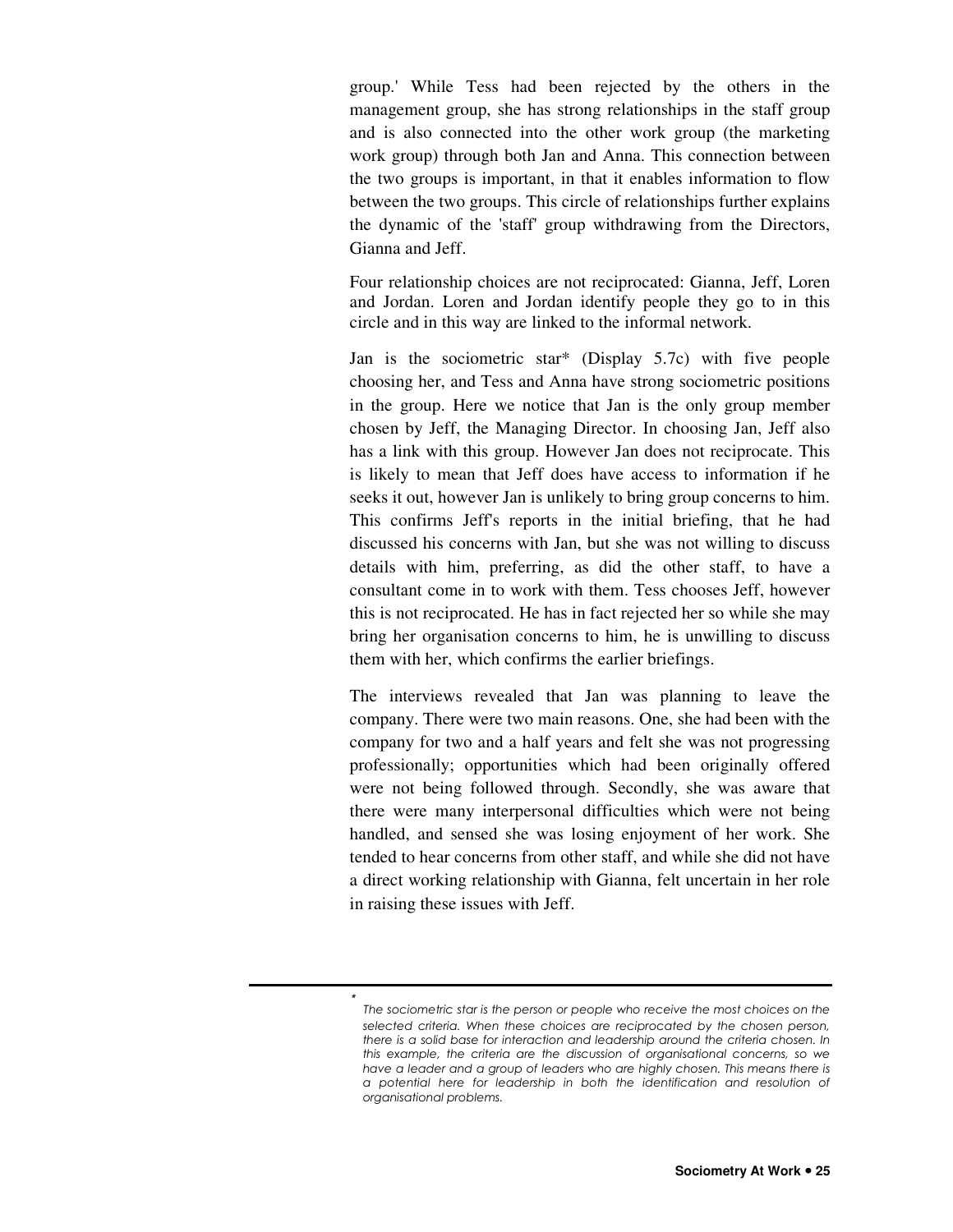group.' While Tess had been rejected by the others in the management group, she has strong relationships in the staff group and is also connected into the other work group (the marketing work group) through both Jan and Anna. This connection between the two groups is important, in that it enables information to flow between the two groups. This circle of relationships further explains the dynamic of the 'staff' group withdrawing from the Directors, Gianna and Jeff.

Four relationship choices are not reciprocated: Gianna, Jeff, Loren and Jordan. Loren and Jordan identify people they go to in this circle and in this way are linked to the informal network.

Jan is the sociometric star* (Display 5.7c) with five people choosing her, and Tess and Anna have strong sociometric positions in the group. Here we notice that Jan is the only group member chosen by Jeff, the Managing Director. In choosing Jan, Jeff also has a link with this group. However Jan does not reciprocate. This is likely to mean that Jeff does have access to information if he seeks it out, however Jan is unlikely to bring group concerns to him. This confirms Jeff's reports in the initial briefing, that he had discussed his concerns with Jan, but she was not willing to discuss details with him, preferring, as did the other staff, to have a consultant come in to work with them. Tess chooses Jeff, however this is not reciprocated. He has in fact rejected her so while she may bring her organisation concerns to him, he is unwilling to discuss them with her, which confirms the earlier briefings.

The interviews revealed that Jan was planning to leave the company. There were two main reasons. One, she had been with the company for two and a half years and felt she was not progressing professionally; opportunities which had been originally offered were not being followed through. Secondly, she was aware that there were many interpersonal difficulties which were not being handled, and sensed she was losing enjoyment of her work. She tended to hear concerns from other staff, and while she did not have a direct working relationship with Gianna, felt uncertain in her role in raising these issues with Jeff.

---

* *The sociometric star is the person or people who receive the most choices on the selected criteria. When these choices are reciprocated by the chosen person, there is a solid base for interaction and leadership around the criteria chosen. In this example, the criteria are the discussion of organisational concerns, so we have a leader and a group of leaders who are highly chosen. This means there is a potential here for leadership in both the identification and resolution of organisational problems.*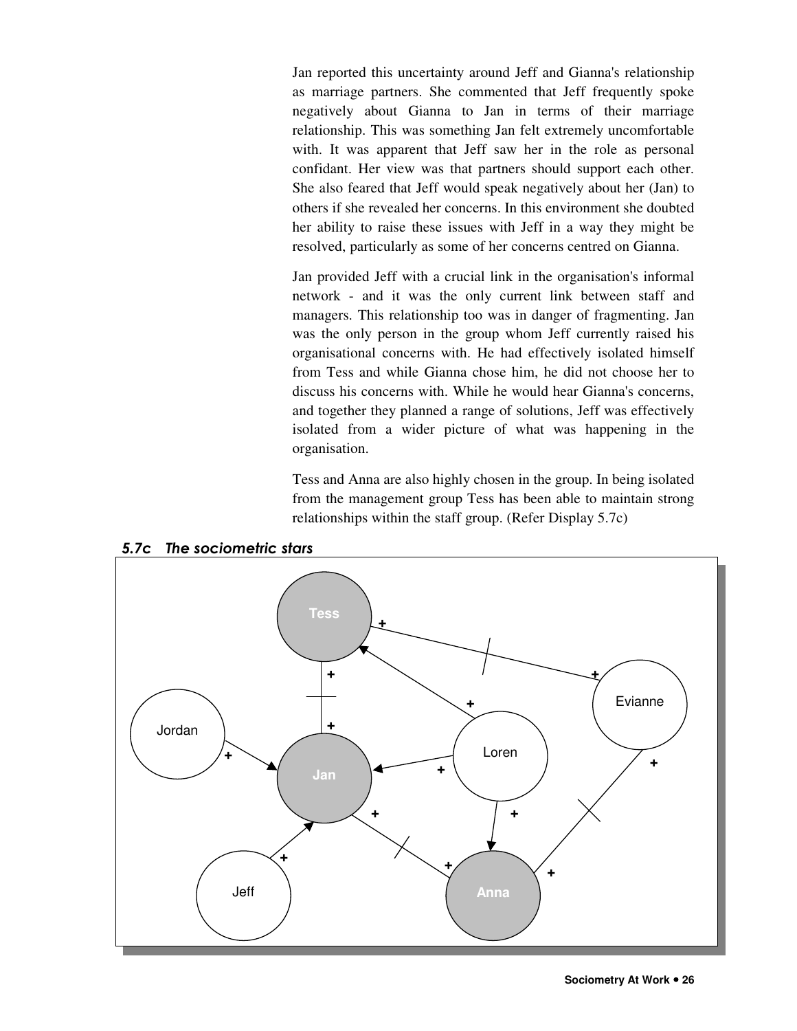Jan reported this uncertainty around Jeff and Gianna's relationship as marriage partners. She commented that Jeff frequently spoke negatively about Gianna to Jan in terms of their marriage relationship. This was something Jan felt extremely uncomfortable with. It was apparent that Jeff saw her in the role as personal confidant. Her view was that partners should support each other. She also feared that Jeff would speak negatively about her (Jan) to others if she revealed her concerns. In this environment she doubted her ability to raise these issues with Jeff in a way they might be resolved, particularly as some of her concerns centred on Gianna.

Jan provided Jeff with a crucial link in the organisation's informal network - and it was the only current link between staff and managers. This relationship too was in danger of fragmenting. Jan was the only person in the group whom Jeff currently raised his organisational concerns with. He had effectively isolated himself from Tess and while Gianna chose him, he did not choose her to discuss his concerns with. While he would hear Gianna's concerns, and together they planned a range of solutions, Jeff was effectively isolated from a wider picture of what was happening in the organisation.

Tess and Anna are also highly chosen in the group. In being isolated from the management group Tess has been able to maintain strong relationships within the staff group. (Refer Display 5.7c)

### *5.7c The sociometric stars*

Tess, Jan, Anna, Jordan, Jeff, Loren, Evianne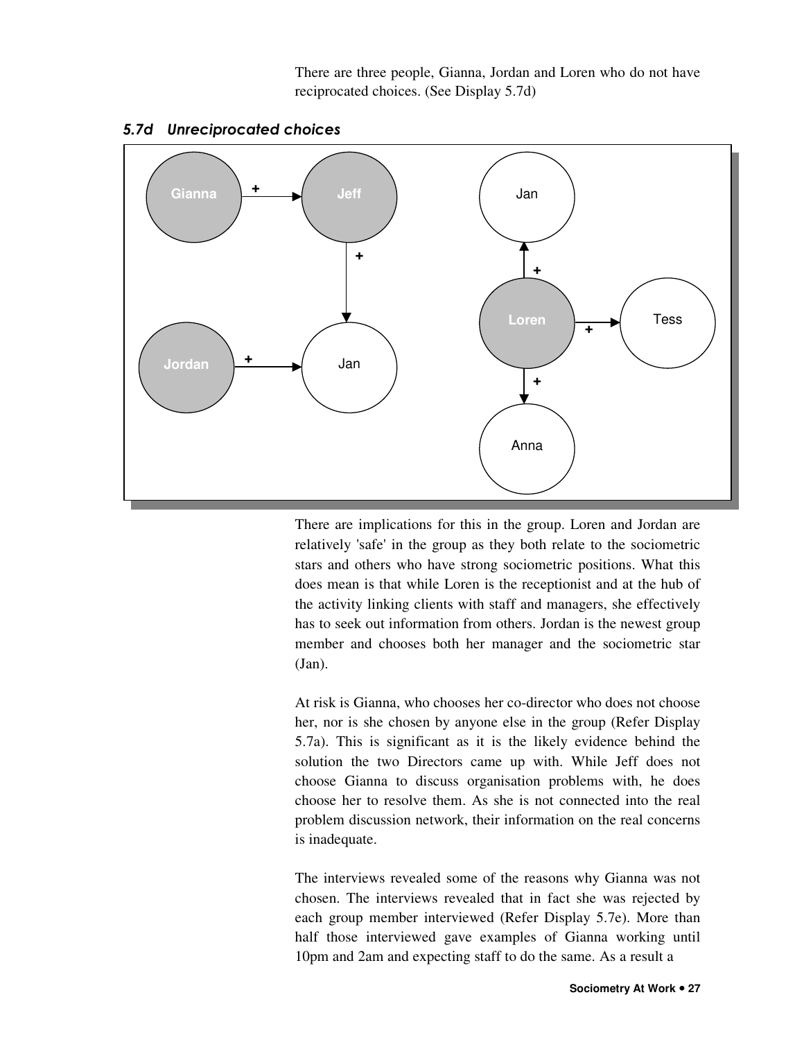There are three people, Gianna, Jordan and Loren who do not have reciprocated choices. (See Display 5.7d)

### *5.7d Unreciprocated choices*

There are implications for this in the group. Loren and Jordan are relatively 'safe' in the group as they both relate to the sociometric stars and others who have strong sociometric positions. What this does mean is that while Loren is the receptionist and at the hub of the activity linking clients with staff and managers, she effectively has to seek out information from others. Jordan is the newest group member and chooses both her manager and the sociometric star (Jan).

At risk is Gianna, who chooses her co-director who does not choose her, nor is she chosen by anyone else in the group (Refer Display 5.7a). This is significant as it is the likely evidence behind the solution the two Directors came up with. While Jeff does not choose Gianna to discuss organisation problems with, he does choose her to resolve them. As she is not connected into the real problem discussion network, their information on the real concerns is inadequate.

The interviews revealed some of the reasons why Gianna was not chosen. The interviews revealed that in fact she was rejected by each group member interviewed (Refer Display 5.7e). More than half those interviewed gave examples of Gianna working until 10pm and 2am and expecting staff to do the same. As a result a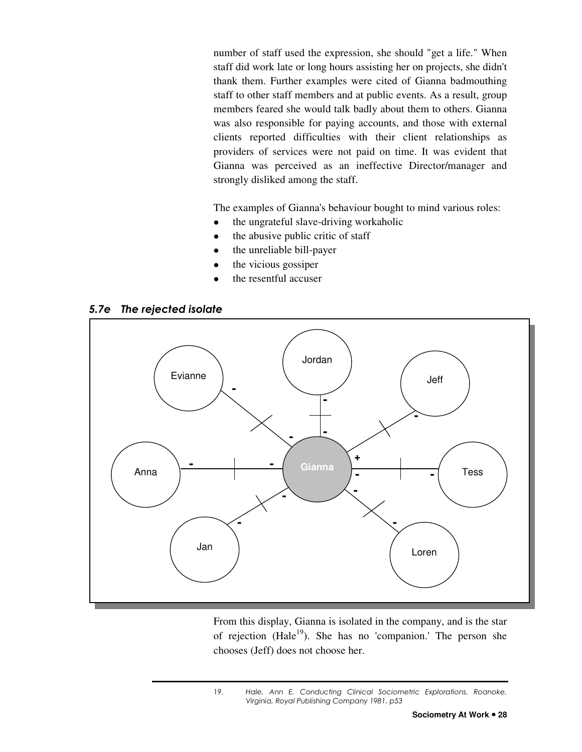number of staff used the expression, she should "get a life." When staff did work late or long hours assisting her on projects, she didn't thank them. Further examples were cited of Gianna badmouthing staff to other staff members and at public events. As a result, group members feared she would talk badly about them to others. Gianna was also responsible for paying accounts, and those with external clients reported difficulties with their client relationships as providers of services were not paid on time. It was evident that Gianna was perceived as an ineffective Director/manager and strongly disliked among the staff.

The examples of Gianna's behaviour bought to mind various roles:

- the ungrateful slave-driving workaholic
- the abusive public critic of staff
- the unreliable bill-payer
- the vicious gossiper
- the resentful accuser

### *5.7e The rejected isolate*

From this display, Gianna is isolated in the company, and is the star of rejection (Hale[19]). She has no 'companion.' The person she chooses (Jeff) does not choose her.

19. *Hale, Ann E. Conducting Clinical Sociometric Explorations. Roanoke, Virginia, Royal Publishing Company 1981. p53*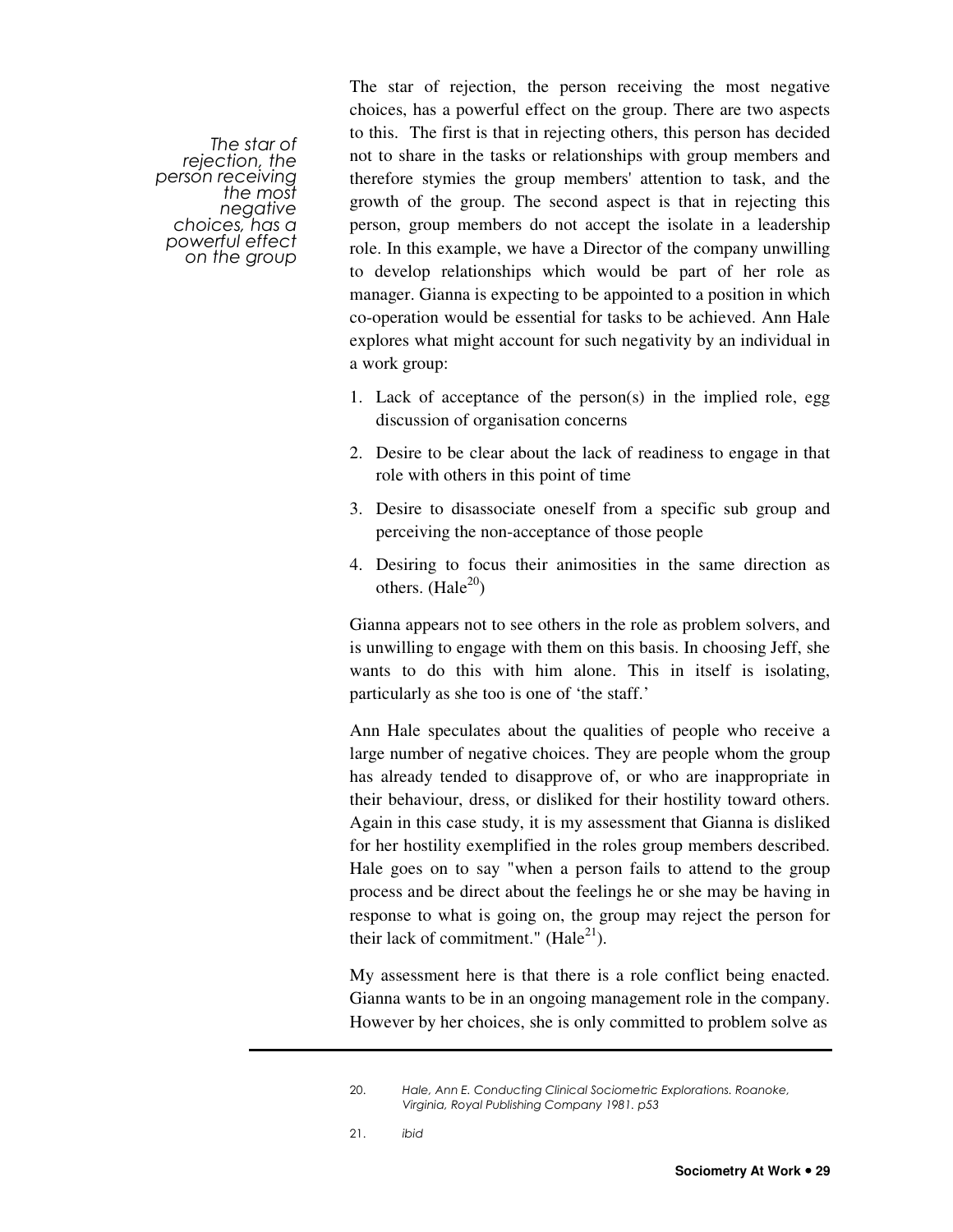*The star of rejection, the person receiving the most negative choices, has a powerful effect on the group*

The star of rejection, the person receiving the most negative choices, has a powerful effect on the group. There are two aspects to this. The first is that in rejecting others, this person has decided not to share in the tasks or relationships with group members and therefore stymies the group members' attention to task, and the growth of the group. The second aspect is that in rejecting this person, group members do not accept the isolate in a leadership role. In this example, we have a Director of the company unwilling to develop relationships which would be part of her role as manager. Gianna is expecting to be appointed to a position in which co-operation would be essential for tasks to be achieved. Ann Hale explores what might account for such negativity by an individual in a work group:

1. Lack of acceptance of the person(s) in the implied role, egg discussion of organisation concerns
2. Desire to be clear about the lack of readiness to engage in that role with others in this point of time
3. Desire to disassociate oneself from a specific sub group and perceiving the non-acceptance of those people
4. Desiring to focus their animosities in the same direction as others. (Hale[20])

Gianna appears not to see others in the role as problem solvers, and is unwilling to engage with them on this basis. In choosing Jeff, she wants to do this with him alone. This in itself is isolating, particularly as she too is one of 'the staff.'

Ann Hale speculates about the qualities of people who receive a large number of negative choices. They are people whom the group has already tended to disapprove of, or who are inappropriate in their behaviour, dress, or disliked for their hostility toward others. Again in this case study, it is my assessment that Gianna is disliked for her hostility exemplified in the roles group members described. Hale goes on to say "when a person fails to attend to the group process and be direct about the feelings he or she may be having in response to what is going on, the group may reject the person for their lack of commitment." (Hale[21]).

My assessment here is that there is a role conflict being enacted. Gianna wants to be in an ongoing management role in the company. However by her choices, she is only committed to problem solve as

---

20. *Hale, Ann E. Conducting Clinical Sociometric Explorations. Roanoke, Virginia, Royal Publishing Company 1981. p53*
21. *ibid*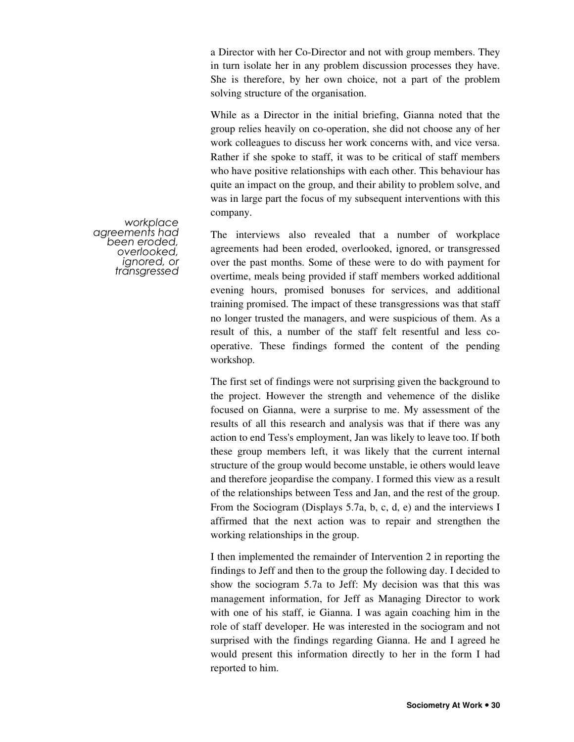a Director with her Co-Director and not with group members. They in turn isolate her in any problem discussion processes they have. She is therefore, by her own choice, not a part of the problem solving structure of the organisation.

While as a Director in the initial briefing, Gianna noted that the group relies heavily on co-operation, she did not choose any of her work colleagues to discuss her work concerns with, and vice versa. Rather if she spoke to staff, it was to be critical of staff members who have positive relationships with each other. This behaviour has quite an impact on the group, and their ability to problem solve, and was in large part the focus of my subsequent interventions with this company.

*workplace agreements had been eroded, overlooked, ignored, or transgressed*

The interviews also revealed that a number of workplace agreements had been eroded, overlooked, ignored, or transgressed over the past months. Some of these were to do with payment for overtime, meals being provided if staff members worked additional evening hours, promised bonuses for services, and additional training promised. The impact of these transgressions was that staff no longer trusted the managers, and were suspicious of them. As a result of this, a number of the staff felt resentful and less co-operative. These findings formed the content of the pending workshop.

The first set of findings were not surprising given the background to the project. However the strength and vehemence of the dislike focused on Gianna, were a surprise to me. My assessment of the results of all this research and analysis was that if there was any action to end Tess's employment, Jan was likely to leave too. If both these group members left, it was likely that the current internal structure of the group would become unstable, ie others would leave and therefore jeopardise the company. I formed this view as a result of the relationships between Tess and Jan, and the rest of the group. From the Sociogram (Displays 5.7a, b, c, d, e) and the interviews I affirmed that the next action was to repair and strengthen the working relationships in the group.

I then implemented the remainder of Intervention 2 in reporting the findings to Jeff and then to the group the following day. I decided to show the sociogram 5.7a to Jeff: My decision was that this was management information, for Jeff as Managing Director to work with one of his staff, ie Gianna. I was again coaching him in the role of staff developer. He was interested in the sociogram and not surprised with the findings regarding Gianna. He and I agreed he would present this information directly to her in the form I had reported to him.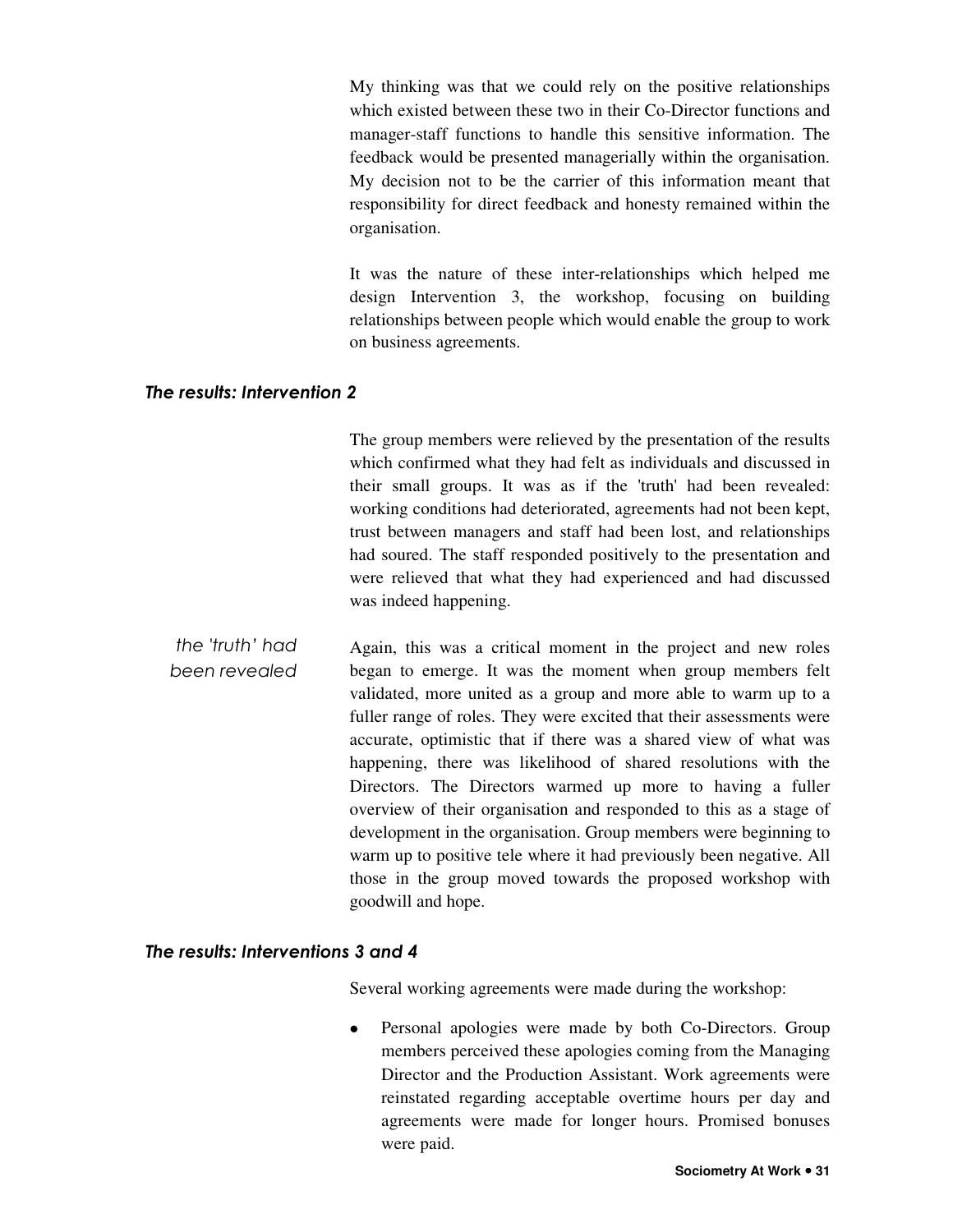My thinking was that we could rely on the positive relationships which existed between these two in their Co-Director functions and manager-staff functions to handle this sensitive information. The feedback would be presented managerially within the organisation. My decision not to be the carrier of this information meant that responsibility for direct feedback and honesty remained within the organisation.

It was the nature of these inter-relationships which helped me design Intervention 3, the workshop, focusing on building relationships between people which would enable the group to work on business agreements.

### *The results: Intervention 2*

The group members were relieved by the presentation of the results which confirmed what they had felt as individuals and discussed in their small groups. It was as if the 'truth' had been revealed: working conditions had deteriorated, agreements had not been kept, trust between managers and staff had been lost, and relationships had soured. The staff responded positively to the presentation and were relieved that what they had experienced and had discussed was indeed happening.

*the 'truth' had been revealed*

Again, this was a critical moment in the project and new roles began to emerge. It was the moment when group members felt validated, more united as a group and more able to warm up to a fuller range of roles. They were excited that their assessments were accurate, optimistic that if there was a shared view of what was happening, there was likelihood of shared resolutions with the Directors. The Directors warmed up more to having a fuller overview of their organisation and responded to this as a stage of development in the organisation. Group members were beginning to warm up to positive tele where it had previously been negative. All those in the group moved towards the proposed workshop with goodwill and hope.

### *The results: Interventions 3 and 4*

Several working agreements were made during the workshop:

- Personal apologies were made by both Co-Directors. Group members perceived these apologies coming from the Managing Director and the Production Assistant. Work agreements were reinstated regarding acceptable overtime hours per day and agreements were made for longer hours. Promised bonuses were paid.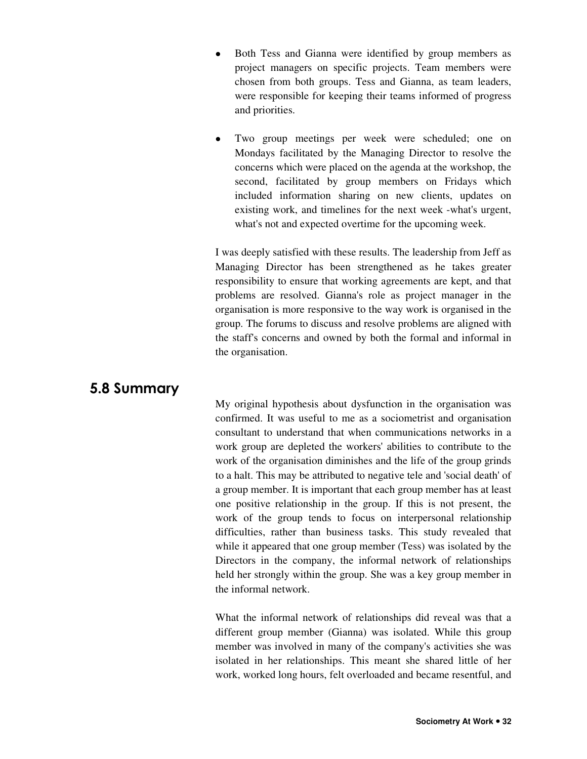- Both Tess and Gianna were identified by group members as project managers on specific projects. Team members were chosen from both groups. Tess and Gianna, as team leaders, were responsible for keeping their teams informed of progress and priorities.

- Two group meetings per week were scheduled; one on Mondays facilitated by the Managing Director to resolve the concerns which were placed on the agenda at the workshop, the second, facilitated by group members on Fridays which included information sharing on new clients, updates on existing work, and timelines for the next week -what's urgent, what's not and expected overtime for the upcoming week.

I was deeply satisfied with these results. The leadership from Jeff as Managing Director has been strengthened as he takes greater responsibility to ensure that working agreements are kept, and that problems are resolved. Gianna's role as project manager in the organisation is more responsive to the way work is organised in the group. The forums to discuss and resolve problems are aligned with the staff's concerns and owned by both the formal and informal in the organisation.

## 5.8 Summary

My original hypothesis about dysfunction in the organisation was confirmed. It was useful to me as a sociometrist and organisation consultant to understand that when communications networks in a work group are depleted the workers' abilities to contribute to the work of the organisation diminishes and the life of the group grinds to a halt. This may be attributed to negative tele and 'social death' of a group member. It is important that each group member has at least one positive relationship in the group. If this is not present, the work of the group tends to focus on interpersonal relationship difficulties, rather than business tasks. This study revealed that while it appeared that one group member (Tess) was isolated by the Directors in the company, the informal network of relationships held her strongly within the group. She was a key group member in the informal network.

What the informal network of relationships did reveal was that a different group member (Gianna) was isolated. While this group member was involved in many of the company's activities she was isolated in her relationships. This meant she shared little of her work, worked long hours, felt overloaded and became resentful, and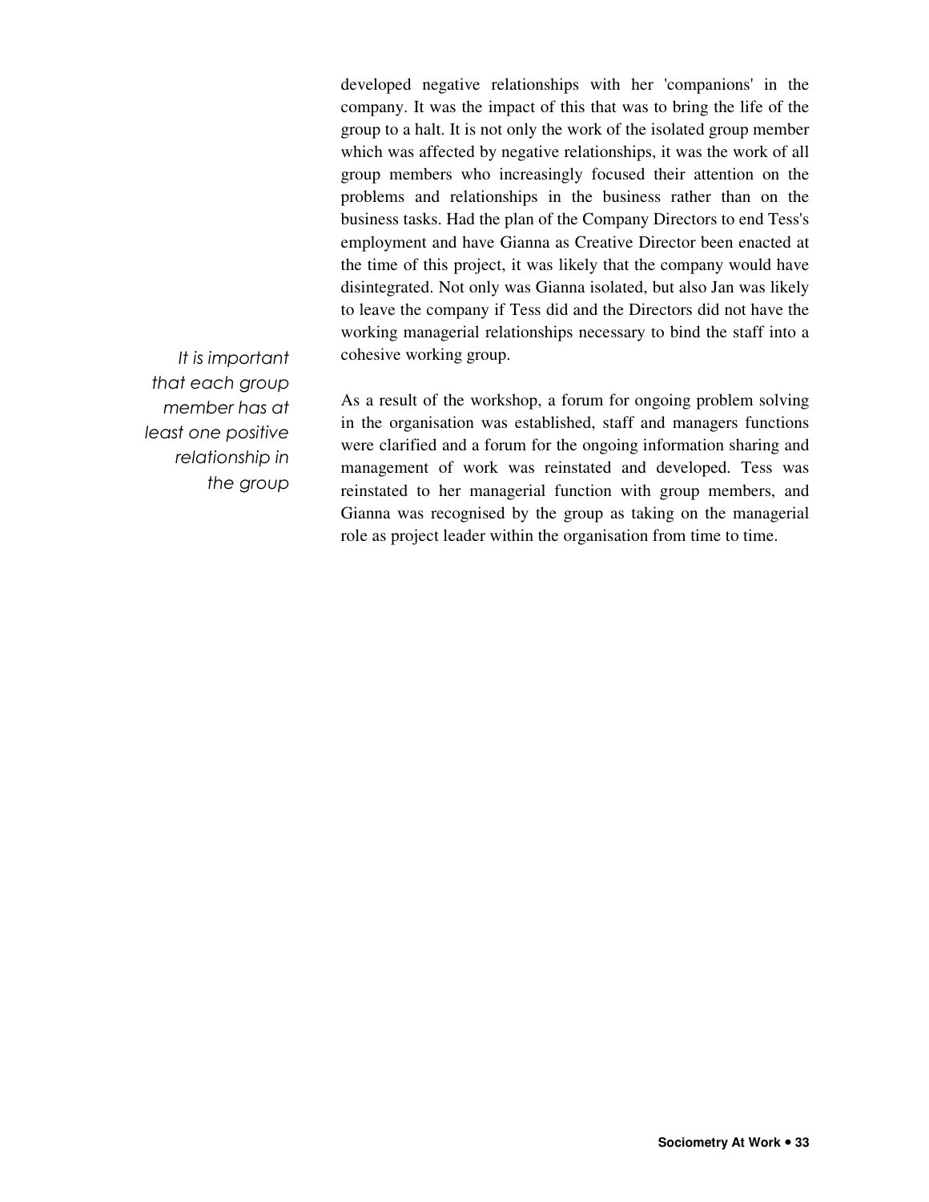developed negative relationships with her 'companions' in the company. It was the impact of this that was to bring the life of the group to a halt. It is not only the work of the isolated group member which was affected by negative relationships, it was the work of all group members who increasingly focused their attention on the problems and relationships in the business rather than on the business tasks. Had the plan of the Company Directors to end Tess's employment and have Gianna as Creative Director been enacted at the time of this project, it was likely that the company would have disintegrated. Not only was Gianna isolated, but also Jan was likely to leave the company if Tess did and the Directors did not have the working managerial relationships necessary to bind the staff into a cohesive working group.

*It is important that each group member has at least one positive relationship in the group*

As a result of the workshop, a forum for ongoing problem solving in the organisation was established, staff and managers functions were clarified and a forum for the ongoing information sharing and management of work was reinstated and developed. Tess was reinstated to her managerial function with group members, and Gianna was recognised by the group as taking on the managerial role as project leader within the organisation from time to time.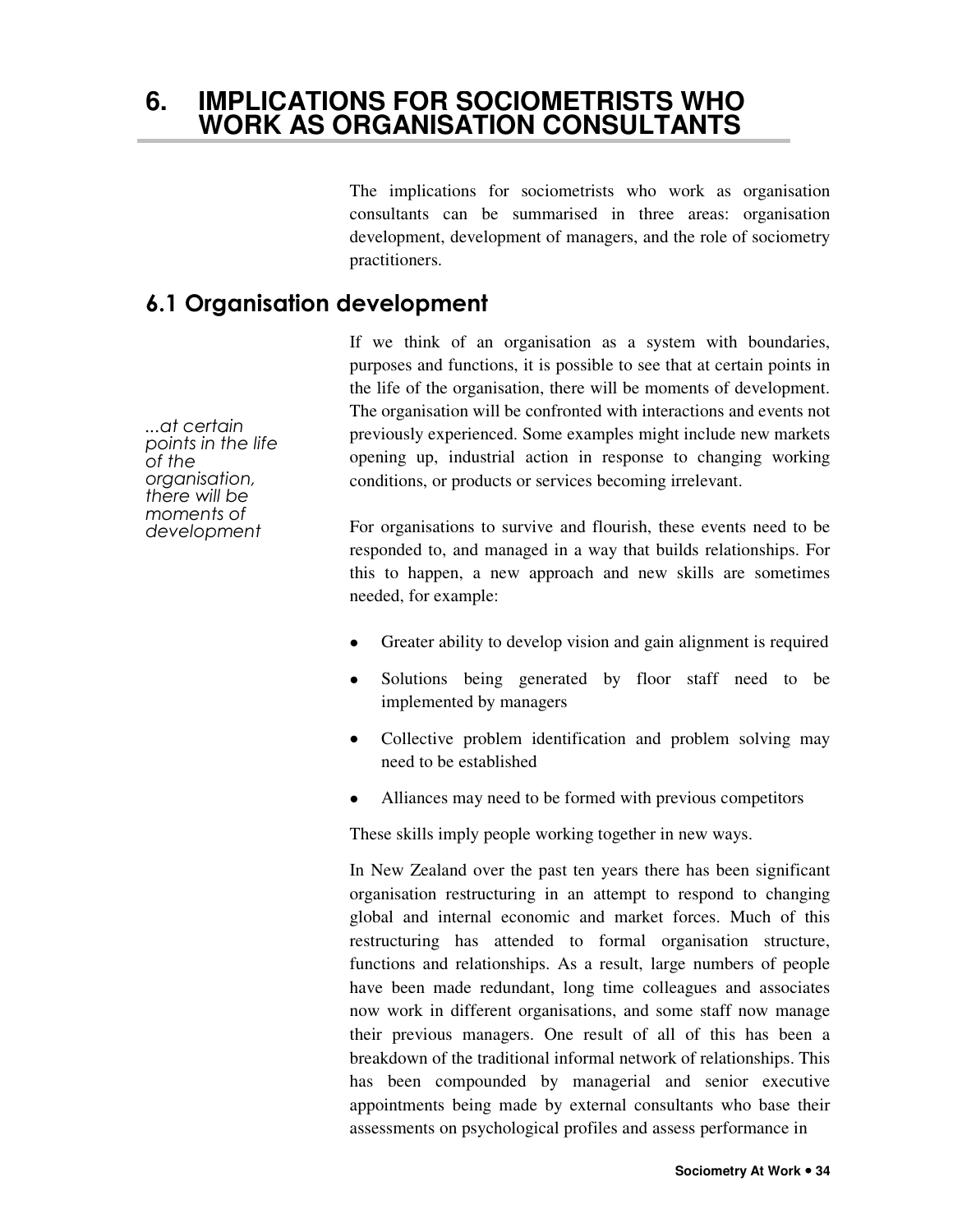# 6. IMPLICATIONS FOR SOCIOMETRISTS WHO WORK AS ORGANISATION CONSULTANTS

The implications for sociometrists who work as organisation consultants can be summarised in three areas: organisation development, development of managers, and the role of sociometry practitioners.

## 6.1 Organisation development

*...at certain points in the life of the organisation, there will be moments of development*

If we think of an organisation as a system with boundaries, purposes and functions, it is possible to see that at certain points in the life of the organisation, there will be moments of development. The organisation will be confronted with interactions and events not previously experienced. Some examples might include new markets opening up, industrial action in response to changing working conditions, or products or services becoming irrelevant.

For organisations to survive and flourish, these events need to be responded to, and managed in a way that builds relationships. For this to happen, a new approach and new skills are sometimes needed, for example:

- Greater ability to develop vision and gain alignment is required
- Solutions being generated by floor staff need to be implemented by managers
- Collective problem identification and problem solving may need to be established
- Alliances may need to be formed with previous competitors

These skills imply people working together in new ways.

In New Zealand over the past ten years there has been significant organisation restructuring in an attempt to respond to changing global and internal economic and market forces. Much of this restructuring has attended to formal organisation structure, functions and relationships. As a result, large numbers of people have been made redundant, long time colleagues and associates now work in different organisations, and some staff now manage their previous managers. One result of all of this has been a breakdown of the traditional informal network of relationships. This has been compounded by managerial and senior executive appointments being made by external consultants who base their assessments on psychological profiles and assess performance in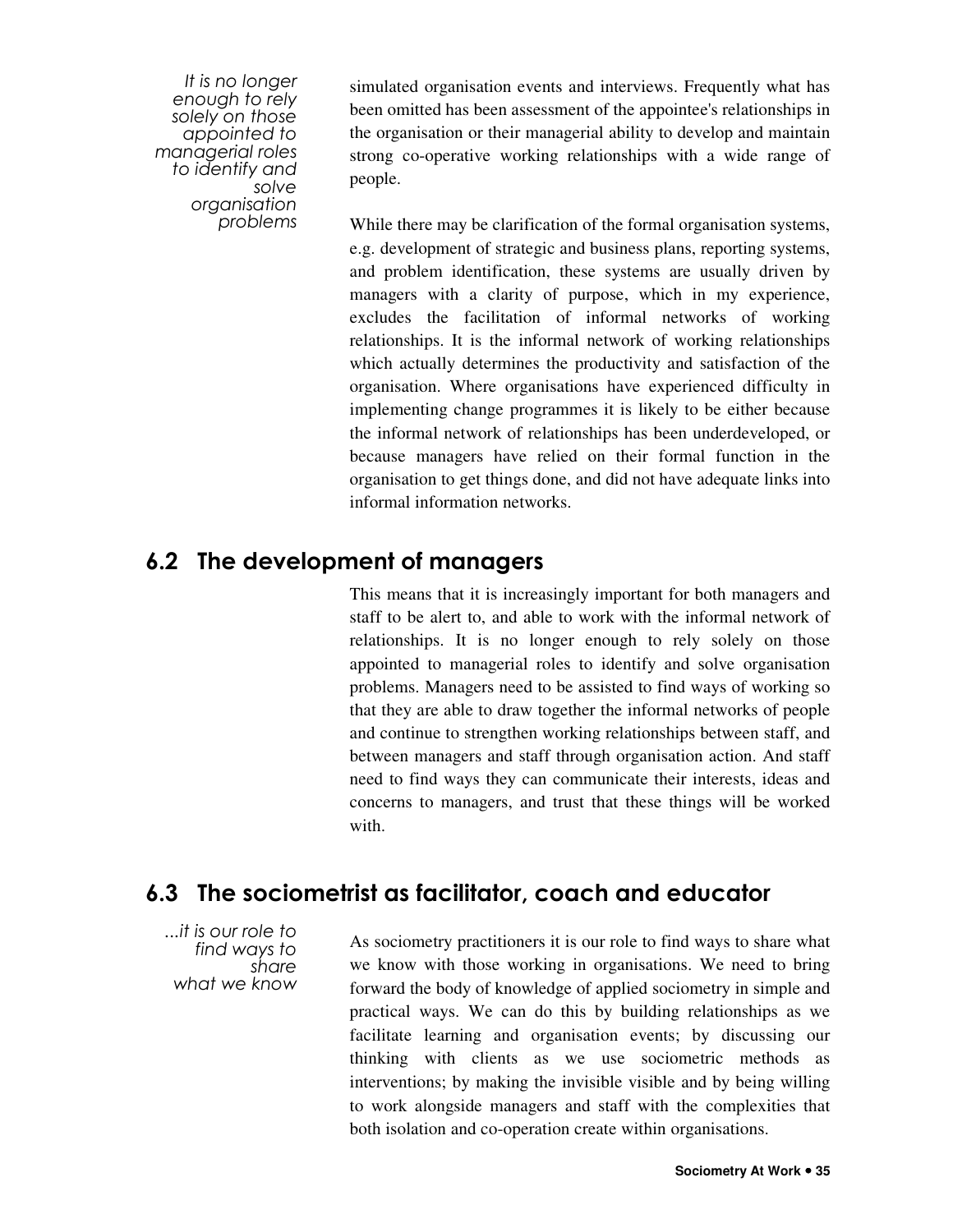*It is no longer enough to rely solely on those appointed to managerial roles to identify and solve organisation problems*

simulated organisation events and interviews. Frequently what has been omitted has been assessment of the appointee's relationships in the organisation or their managerial ability to develop and maintain strong co-operative working relationships with a wide range of people.

While there may be clarification of the formal organisation systems, e.g. development of strategic and business plans, reporting systems, and problem identification, these systems are usually driven by managers with a clarity of purpose, which in my experience, excludes the facilitation of informal networks of working relationships. It is the informal network of working relationships which actually determines the productivity and satisfaction of the organisation. Where organisations have experienced difficulty in implementing change programmes it is likely to be either because the informal network of relationships has been underdeveloped, or because managers have relied on their formal function in the organisation to get things done, and did not have adequate links into informal information networks.

## 6.2 The development of managers

This means that it is increasingly important for both managers and staff to be alert to, and able to work with the informal network of relationships. It is no longer enough to rely solely on those appointed to managerial roles to identify and solve organisation problems. Managers need to be assisted to find ways of working so that they are able to draw together the informal networks of people and continue to strengthen working relationships between staff, and between managers and staff through organisation action. And staff need to find ways they can communicate their interests, ideas and concerns to managers, and trust that these things will be worked with.

## 6.3 The sociometrist as facilitator, coach and educator

*...it is our role to find ways to share what we know*

As sociometry practitioners it is our role to find ways to share what we know with those working in organisations. We need to bring forward the body of knowledge of applied sociometry in simple and practical ways. We can do this by building relationships as we facilitate learning and organisation events; by discussing our thinking with clients as we use sociometric methods as interventions; by making the invisible visible and by being willing to work alongside managers and staff with the complexities that both isolation and co-operation create within organisations.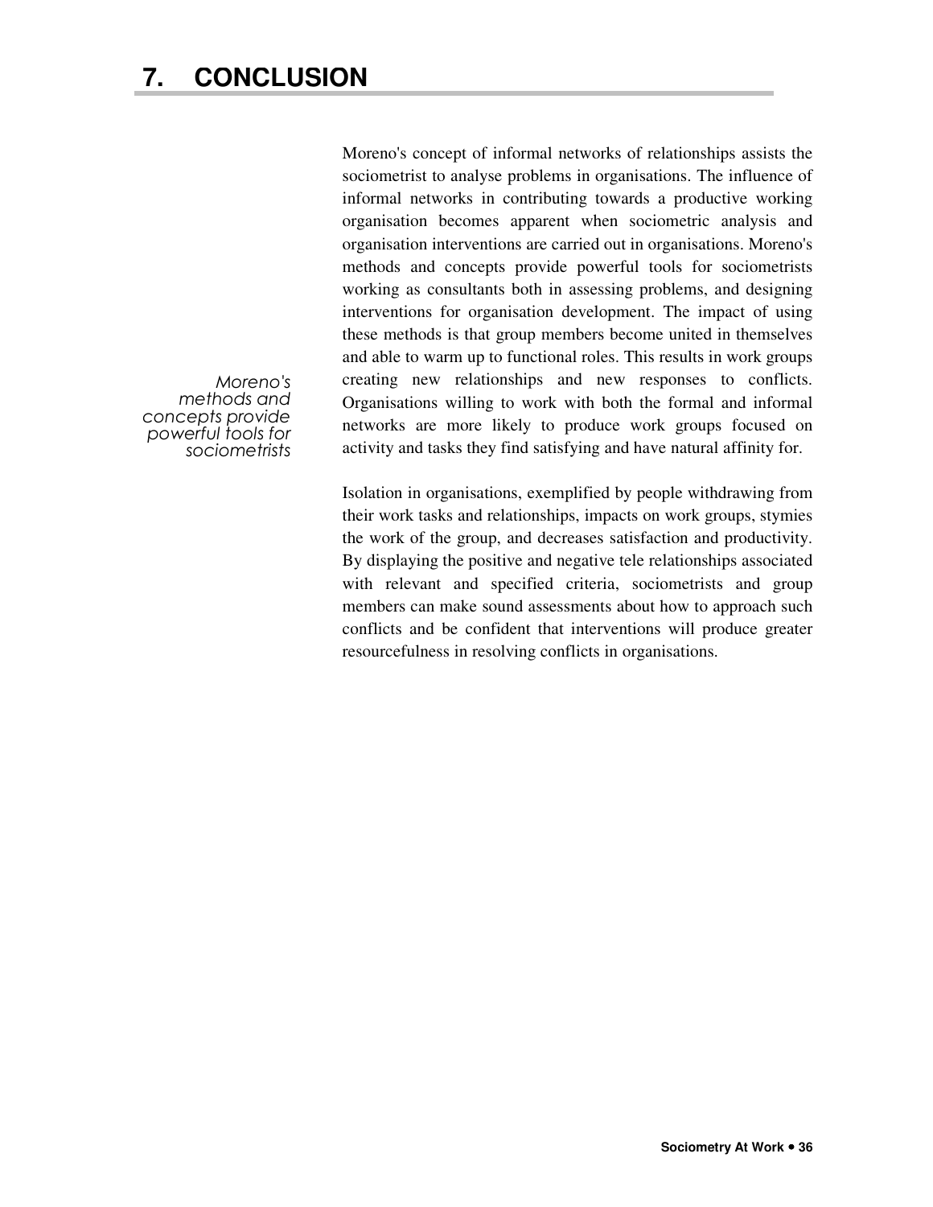# 7. CONCLUSION

*Moreno's methods and concepts provide powerful tools for sociometrists*

Moreno's concept of informal networks of relationships assists the sociometrist to analyse problems in organisations. The influence of informal networks in contributing towards a productive working organisation becomes apparent when sociometric analysis and organisation interventions are carried out in organisations. Moreno's methods and concepts provide powerful tools for sociometrists working as consultants both in assessing problems, and designing interventions for organisation development. The impact of using these methods is that group members become united in themselves and able to warm up to functional roles. This results in work groups creating new relationships and new responses to conflicts. Organisations willing to work with both the formal and informal networks are more likely to produce work groups focused on activity and tasks they find satisfying and have natural affinity for.

Isolation in organisations, exemplified by people withdrawing from their work tasks and relationships, impacts on work groups, stymies the work of the group, and decreases satisfaction and productivity. By displaying the positive and negative tele relationships associated with relevant and specified criteria, sociometrists and group members can make sound assessments about how to approach such conflicts and be confident that interventions will produce greater resourcefulness in resolving conflicts in organisations.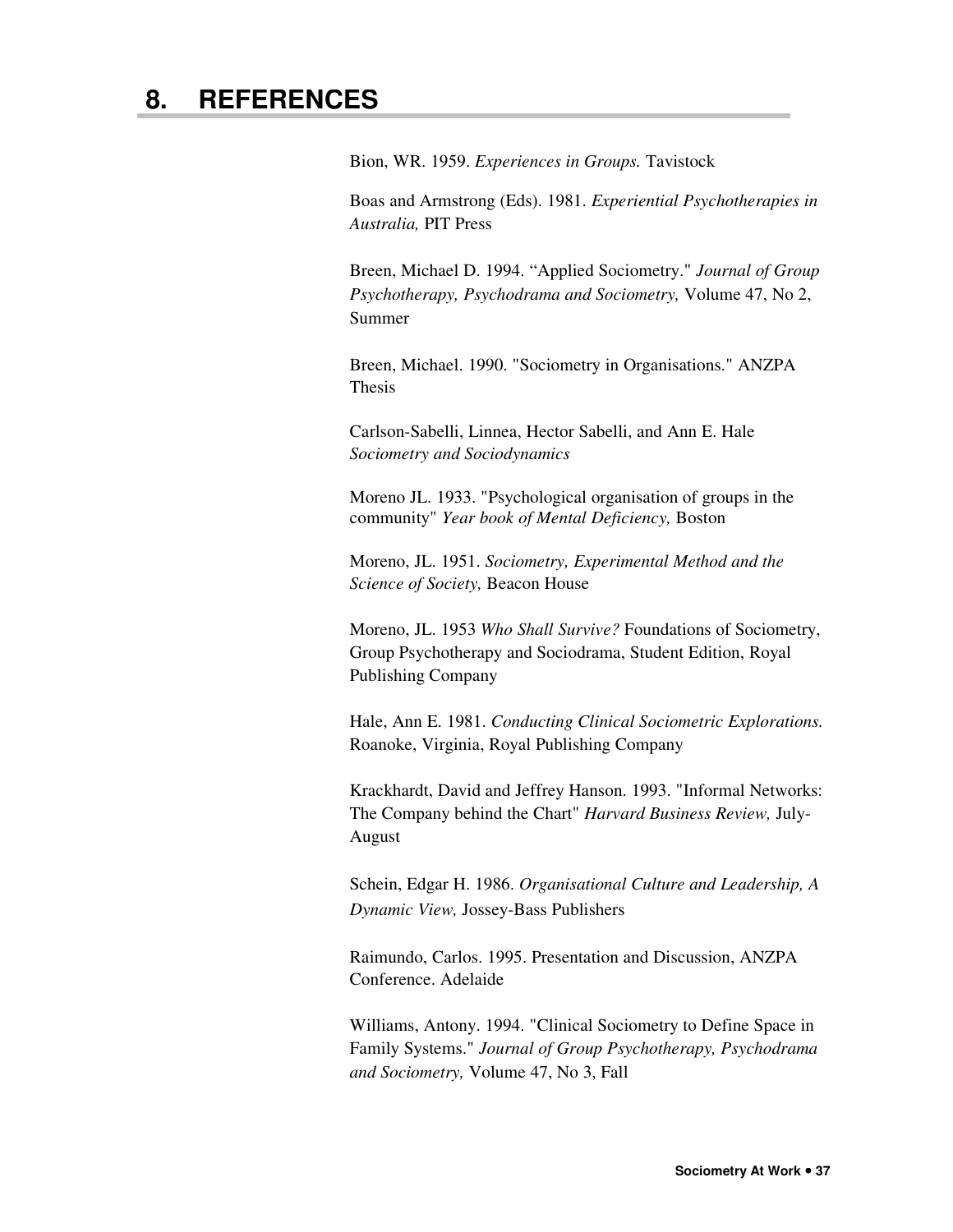# 8. REFERENCES

Bion, WR. 1959. *Experiences in Groups.* Tavistock

Boas and Armstrong (Eds). 1981. *Experiential Psychotherapies in Australia,* PIT Press

Breen, Michael D. 1994. "Applied Sociometry." *Journal of Group Psychotherapy, Psychodrama and Sociometry,* Volume 47, No 2, Summer

Breen, Michael. 1990. "Sociometry in Organisations." ANZPA Thesis

Carlson-Sabelli, Linnea, Hector Sabelli, and Ann E. Hale *Sociometry and Sociodynamics*

Moreno JL. 1933. "Psychological organisation of groups in the community" *Year book of Mental Deficiency,* Boston

Moreno, JL. 1951. *Sociometry, Experimental Method and the Science of Society,* Beacon House

Moreno, JL. 1953 *Who Shall Survive?* Foundations of Sociometry, Group Psychotherapy and Sociodrama, Student Edition, Royal Publishing Company

Hale, Ann E. 1981. *Conducting Clinical Sociometric Explorations.* Roanoke, Virginia, Royal Publishing Company

Krackhardt, David and Jeffrey Hanson. 1993. "Informal Networks: The Company behind the Chart" *Harvard Business Review,* July-August

Schein, Edgar H. 1986. *Organisational Culture and Leadership, A Dynamic View,* Jossey-Bass Publishers

Raimundo, Carlos. 1995. Presentation and Discussion, ANZPA Conference. Adelaide

Williams, Antony. 1994. "Clinical Sociometry to Define Space in Family Systems." *Journal of Group Psychotherapy, Psychodrama and Sociometry,* Volume 47, No 3, Fall